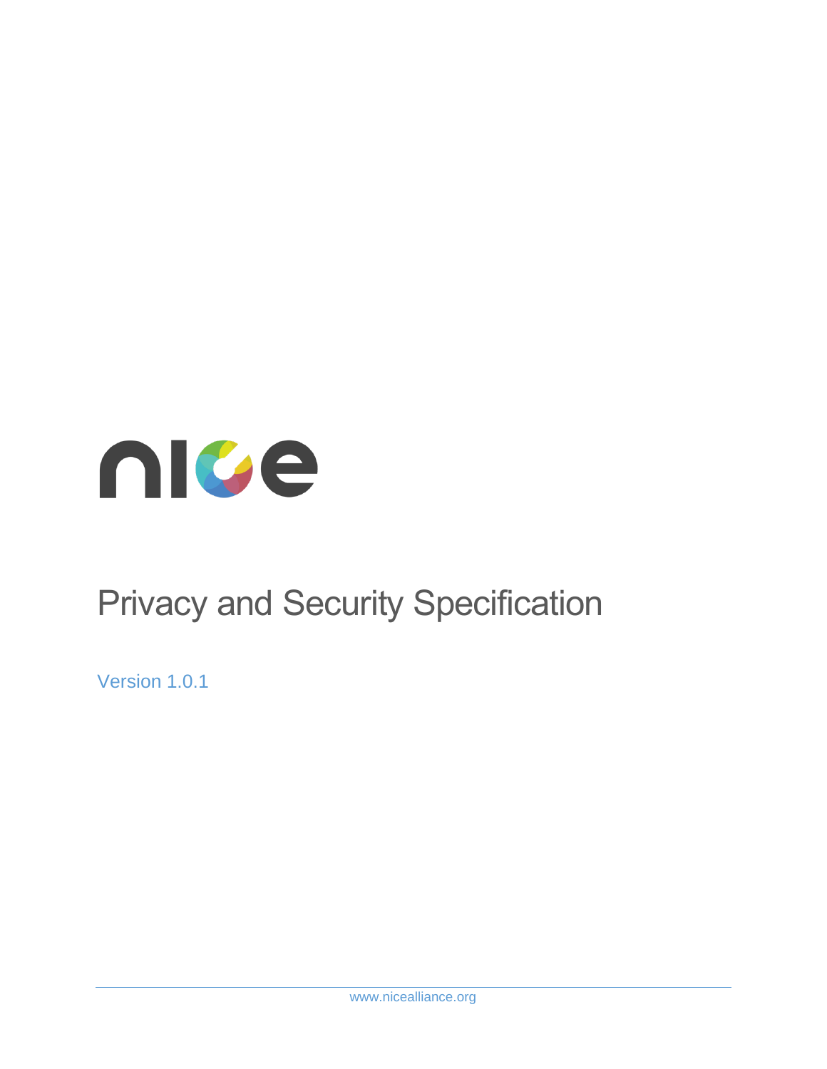nice

# Privacy and Security Specification

Version 1.0.1

www.nicealliance.org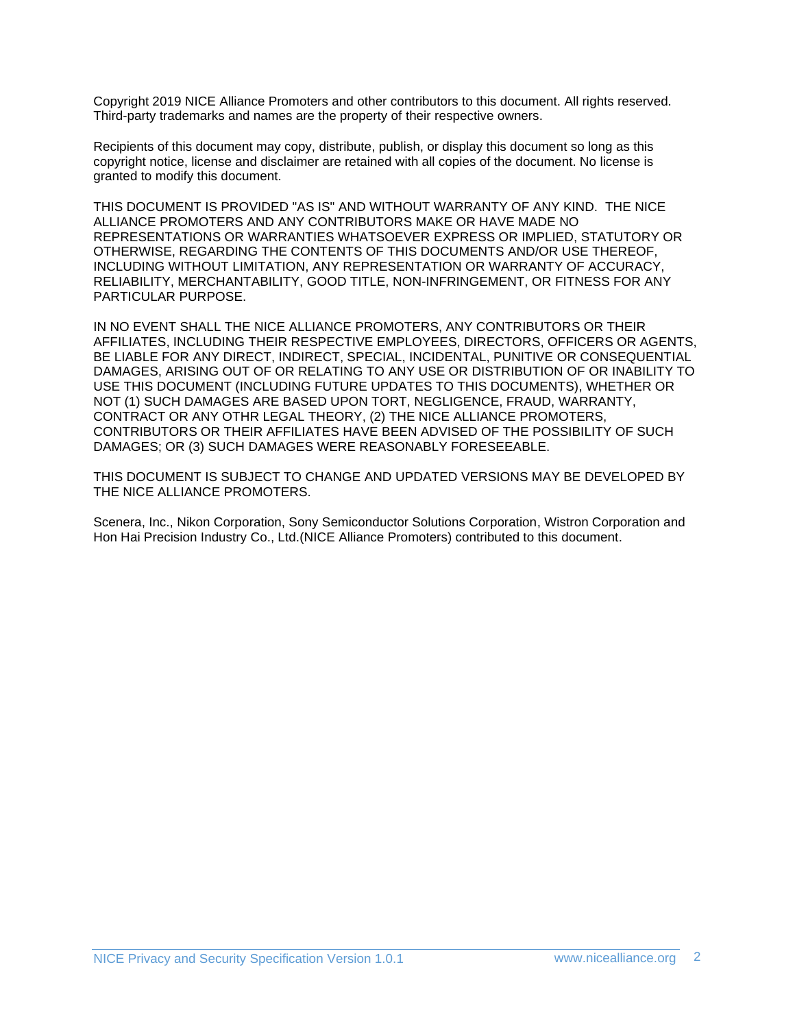Copyright 2019 NICE Alliance Promoters and other contributors to this document. All rights reserved. Third-party trademarks and names are the property of their respective owners.

Recipients of this document may copy, distribute, publish, or display this document so long as this copyright notice, license and disclaimer are retained with all copies of the document. No license is granted to modify this document.

THIS DOCUMENT IS PROVIDED "AS IS" AND WITHOUT WARRANTY OF ANY KIND. THE NICE ALLIANCE PROMOTERS AND ANY CONTRIBUTORS MAKE OR HAVE MADE NO REPRESENTATIONS OR WARRANTIES WHATSOEVER EXPRESS OR IMPLIED, STATUTORY OR OTHERWISE, REGARDING THE CONTENTS OF THIS DOCUMENTS AND/OR USE THEREOF, INCLUDING WITHOUT LIMITATION, ANY REPRESENTATION OR WARRANTY OF ACCURACY, RELIABILITY, MERCHANTABILITY, GOOD TITLE, NON-INFRINGEMENT, OR FITNESS FOR ANY PARTICULAR PURPOSE.

IN NO EVENT SHALL THE NICE ALLIANCE PROMOTERS, ANY CONTRIBUTORS OR THEIR AFFILIATES, INCLUDING THEIR RESPECTIVE EMPLOYEES, DIRECTORS, OFFICERS OR AGENTS, BE LIABLE FOR ANY DIRECT, INDIRECT, SPECIAL, INCIDENTAL, PUNITIVE OR CONSEQUENTIAL DAMAGES, ARISING OUT OF OR RELATING TO ANY USE OR DISTRIBUTION OF OR INABILITY TO USE THIS DOCUMENT (INCLUDING FUTURE UPDATES TO THIS DOCUMENTS), WHETHER OR NOT (1) SUCH DAMAGES ARE BASED UPON TORT, NEGLIGENCE, FRAUD, WARRANTY, CONTRACT OR ANY OTHR LEGAL THEORY, (2) THE NICE ALLIANCE PROMOTERS, CONTRIBUTORS OR THEIR AFFILIATES HAVE BEEN ADVISED OF THE POSSIBILITY OF SUCH DAMAGES; OR (3) SUCH DAMAGES WERE REASONABLY FORESEEABLE.

THIS DOCUMENT IS SUBJECT TO CHANGE AND UPDATED VERSIONS MAY BE DEVELOPED BY THE NICE ALLIANCE PROMOTERS.

Scenera, Inc., Nikon Corporation, Sony Semiconductor Solutions Corporation, Wistron Corporation and Hon Hai Precision Industry Co., Ltd.(NICE Alliance Promoters) contributed to this document.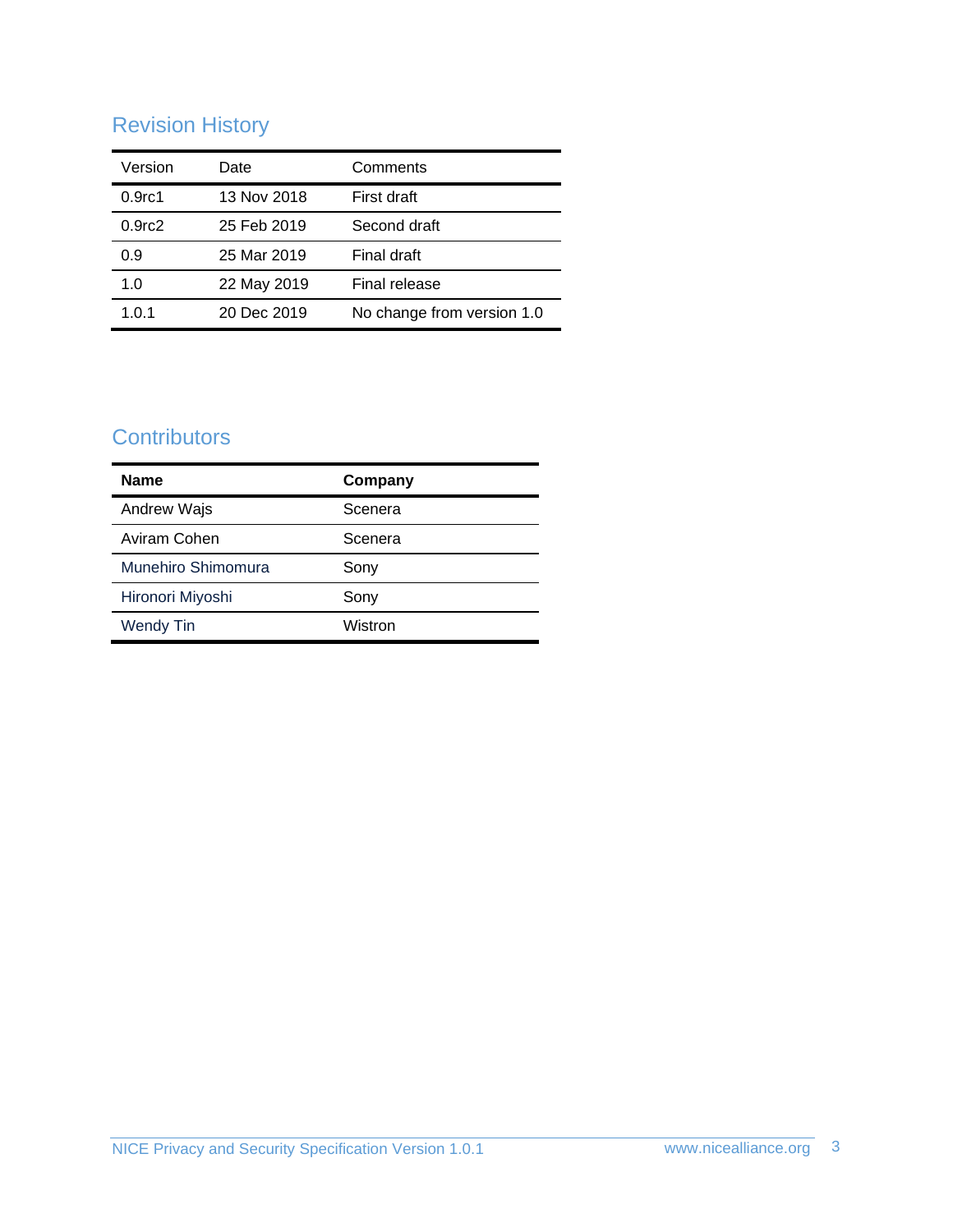## Revision History

| Version | Date | Comments |
| --- | --- | --- |
| 0.9rc1 | 13 Nov 2018 | First draft |
| 0.9rc2 | 25 Feb 2019 | Second draft |
| 0.9 | 25 Mar 2019 | Final draft |
| 1.0 | 22 May 2019 | Final release |
| 1.0.1 | 20 Dec 2019 | No change from version 1.0 |

## Contributors

| **Name** | **Company** |
| --- | --- |
| Andrew Wajs | Scenera |
| Aviram Cohen | Scenera |
| Munehiro Shimomura | Sony |
| Hironori Miyoshi | Sony |
| Wendy Tin | Wistron |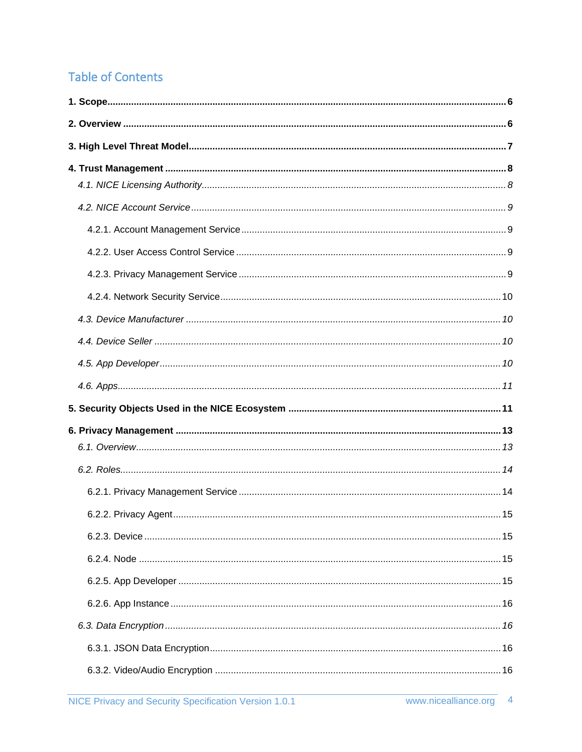## Table of Contents

**1. Scope** ........ 6

**2. Overview** ........ 6

**3. High Level Threat Model** ........ 7

**4. Trust Management** ........ 8

*4.1. NICE Licensing Authority* ........ 8

*4.2. NICE Account Service* ........ 9

4.2.1. Account Management Service ........ 9

4.2.2. User Access Control Service ........ 9

4.2.3. Privacy Management Service ........ 9

4.2.4. Network Security Service ........ 10

*4.3. Device Manufacturer* ........ 10

*4.4. Device Seller* ........ 10

*4.5. App Developer* ........ 10

*4.6. Apps* ........ 11

**5. Security Objects Used in the NICE Ecosystem** ........ 11

**6. Privacy Management** ........ 13

*6.1. Overview* ........ 13

*6.2. Roles* ........ 14

6.2.1. Privacy Management Service ........ 14

6.2.2. Privacy Agent ........ 15

6.2.3. Device ........ 15

6.2.4. Node ........ 15

6.2.5. App Developer ........ 15

6.2.6. App Instance ........ 16

*6.3. Data Encryption* ........ 16

6.3.1. JSON Data Encryption ........ 16

6.3.2. Video/Audio Encryption ........ 16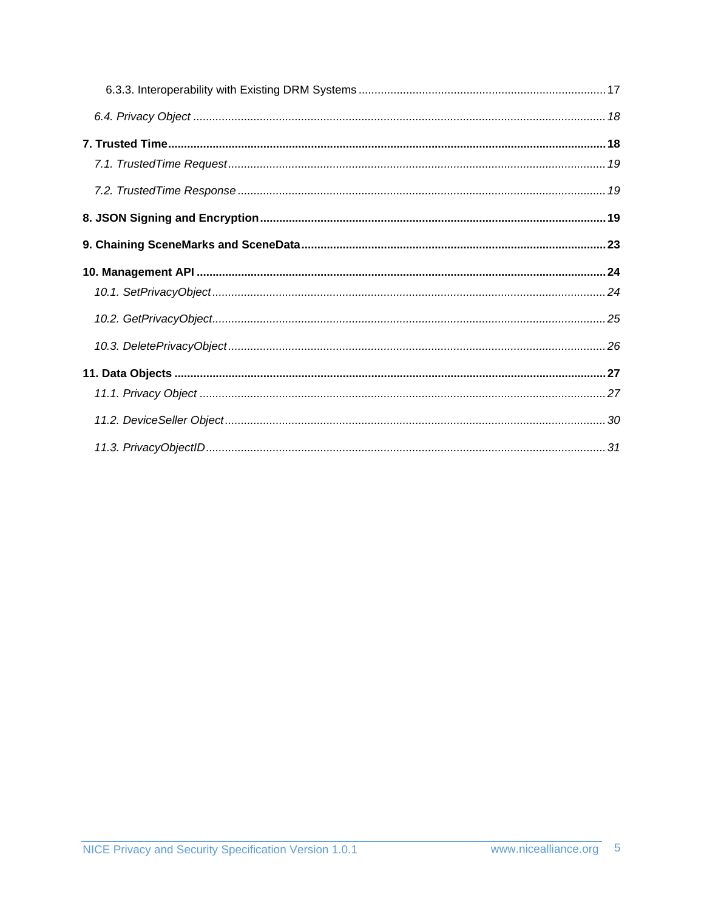6.3.3. Interoperability with Existing DRM Systems ..... 17

*6.4. Privacy Object ..... 18*

**7. Trusted Time ..... 18**

*7.1. TrustedTime Request ..... 19*

*7.2. TrustedTime Response ..... 19*

**8. JSON Signing and Encryption ..... 19**

**9. Chaining SceneMarks and SceneData ..... 23**

**10. Management API ..... 24**

*10.1. SetPrivacyObject ..... 24*

*10.2. GetPrivacyObject ..... 25*

*10.3. DeletePrivacyObject ..... 26*

**11. Data Objects ..... 27**

*11.1. Privacy Object ..... 27*

*11.2. DeviceSeller Object ..... 30*

*11.3. PrivacyObjectID ..... 31*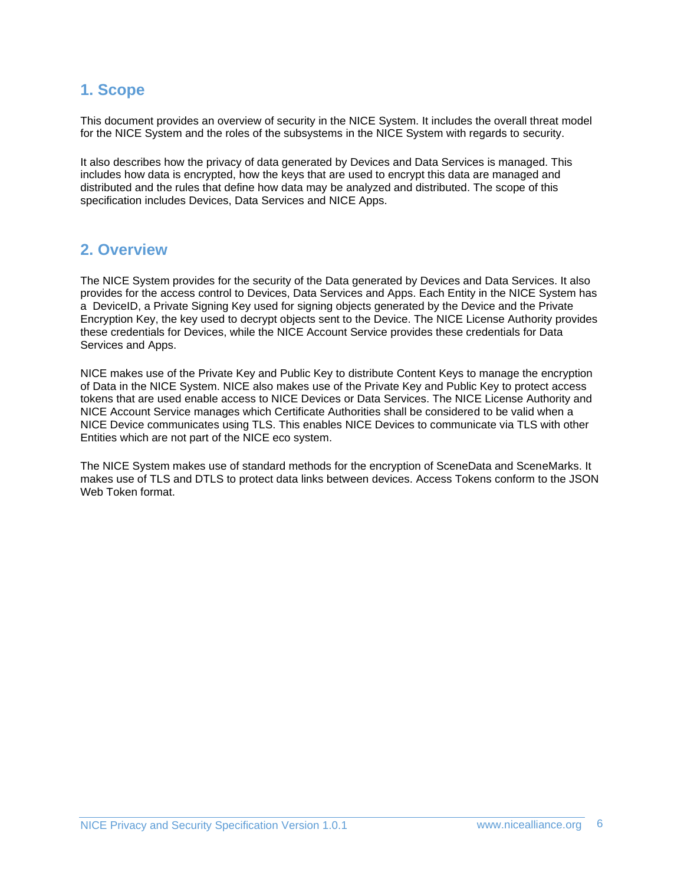# 1. Scope

This document provides an overview of security in the NICE System. It includes the overall threat model for the NICE System and the roles of the subsystems in the NICE System with regards to security.

It also describes how the privacy of data generated by Devices and Data Services is managed. This includes how data is encrypted, how the keys that are used to encrypt this data are managed and distributed and the rules that define how data may be analyzed and distributed. The scope of this specification includes Devices, Data Services and NICE Apps.

# 2. Overview

The NICE System provides for the security of the Data generated by Devices and Data Services. It also provides for the access control to Devices, Data Services and Apps. Each Entity in the NICE System has a DeviceID, a Private Signing Key used for signing objects generated by the Device and the Private Encryption Key, the key used to decrypt objects sent to the Device. The NICE License Authority provides these credentials for Devices, while the NICE Account Service provides these credentials for Data Services and Apps.

NICE makes use of the Private Key and Public Key to distribute Content Keys to manage the encryption of Data in the NICE System. NICE also makes use of the Private Key and Public Key to protect access tokens that are used enable access to NICE Devices or Data Services. The NICE License Authority and NICE Account Service manages which Certificate Authorities shall be considered to be valid when a NICE Device communicates using TLS. This enables NICE Devices to communicate via TLS with other Entities which are not part of the NICE eco system.

The NICE System makes use of standard methods for the encryption of SceneData and SceneMarks. It makes use of TLS and DTLS to protect data links between devices. Access Tokens conform to the JSON Web Token format.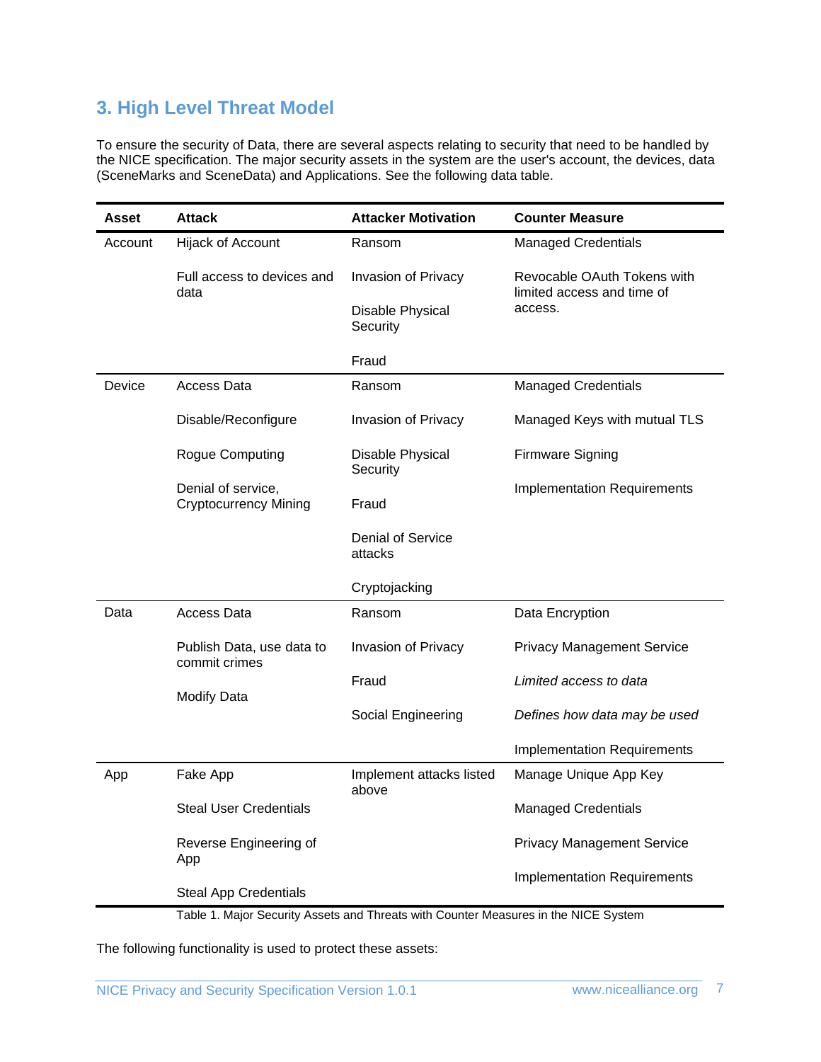## 3. High Level Threat Model

To ensure the security of Data, there are several aspects relating to security that need to be handled by the NICE specification. The major security assets in the system are the user's account, the devices, data (SceneMarks and SceneData) and Applications. See the following data table.

| Asset | Attack | Attacker Motivation | Counter Measure |
|---|---|---|---|
| Account | Hijack of Account<br><br>Full access to devices and data | Ransom<br><br>Invasion of Privacy<br><br>Disable Physical Security<br><br>Fraud | Managed Credentials<br><br>Revocable OAuth Tokens with limited access and time of access. |
| Device | Access Data<br><br>Disable/Reconfigure<br><br>Rogue Computing<br><br>Denial of service, Cryptocurrency Mining | Ransom<br><br>Invasion of Privacy<br><br>Disable Physical Security<br><br>Fraud<br><br>Denial of Service attacks<br><br>Cryptojacking | Managed Credentials<br><br>Managed Keys with mutual TLS<br><br>Firmware Signing<br><br>Implementation Requirements |
| Data | Access Data<br><br>Publish Data, use data to commit crimes<br><br>Modify Data | Ransom<br><br>Invasion of Privacy<br><br>Fraud<br><br>Social Engineering | Data Encryption<br><br>Privacy Management Service<br><br>*Limited access to data*<br><br>*Defines how data may be used*<br><br>Implementation Requirements |
| App | Fake App<br><br>Steal User Credentials<br><br>Reverse Engineering of App<br><br>Steal App Credentials | Implement attacks listed above | Manage Unique App Key<br><br>Managed Credentials<br><br>Privacy Management Service<br><br>Implementation Requirements |

Table 1. Major Security Assets and Threats with Counter Measures in the NICE System

The following functionality is used to protect these assets: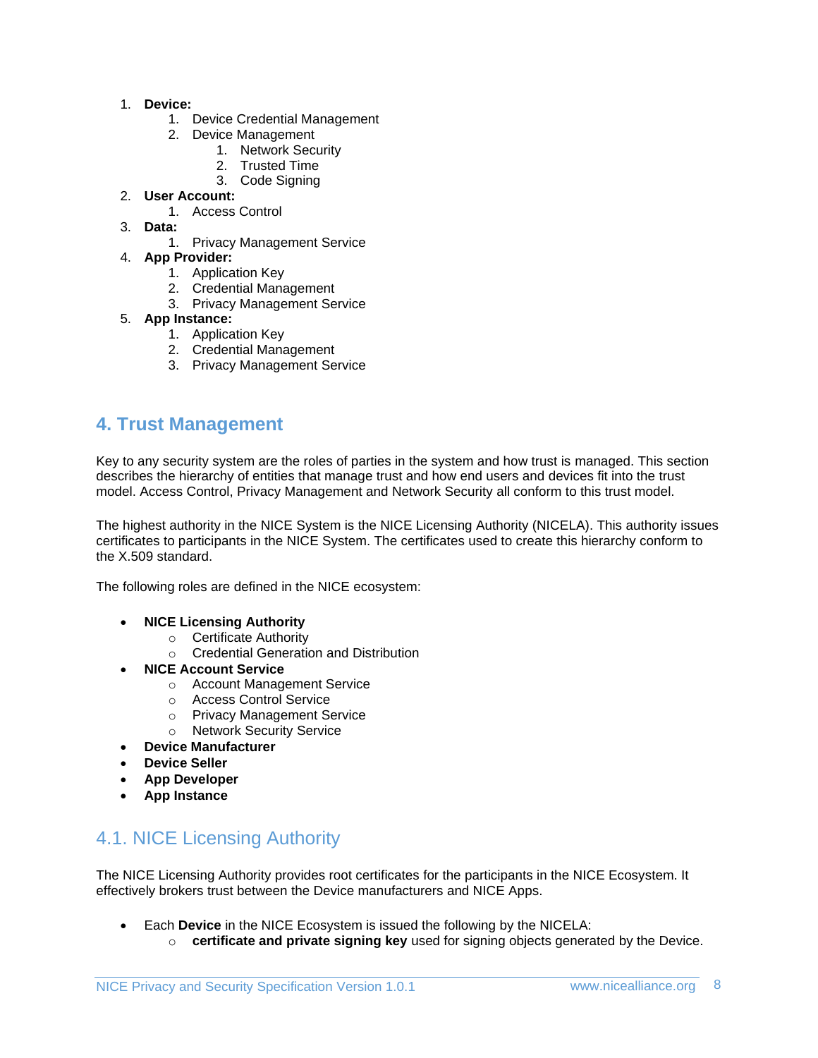1. **Device:**
    1. Device Credential Management
    2. Device Management
        1. Network Security
        2. Trusted Time
        3. Code Signing
2. **User Account:**
    1. Access Control
3. **Data:**
    1. Privacy Management Service
4. **App Provider:**
    1. Application Key
    2. Credential Management
    3. Privacy Management Service
5. **App Instance:**
    1. Application Key
    2. Credential Management
    3. Privacy Management Service

# 4. Trust Management

Key to any security system are the roles of parties in the system and how trust is managed. This section describes the hierarchy of entities that manage trust and how end users and devices fit into the trust model. Access Control, Privacy Management and Network Security all conform to this trust model.

The highest authority in the NICE System is the NICE Licensing Authority (NICELA). This authority issues certificates to participants in the NICE System. The certificates used to create this hierarchy conform to the X.509 standard.

The following roles are defined in the NICE ecosystem:

- **NICE Licensing Authority**
    - Certificate Authority
    - Credential Generation and Distribution
- **NICE Account Service**
    - Account Management Service
    - Access Control Service
    - Privacy Management Service
    - Network Security Service
- **Device Manufacturer**
- **Device Seller**
- **App Developer**
- **App Instance**

## 4.1. NICE Licensing Authority

The NICE Licensing Authority provides root certificates for the participants in the NICE Ecosystem. It effectively brokers trust between the Device manufacturers and NICE Apps.

- Each **Device** in the NICE Ecosystem is issued the following by the NICELA:
    - **certificate and private signing key** used for signing objects generated by the Device.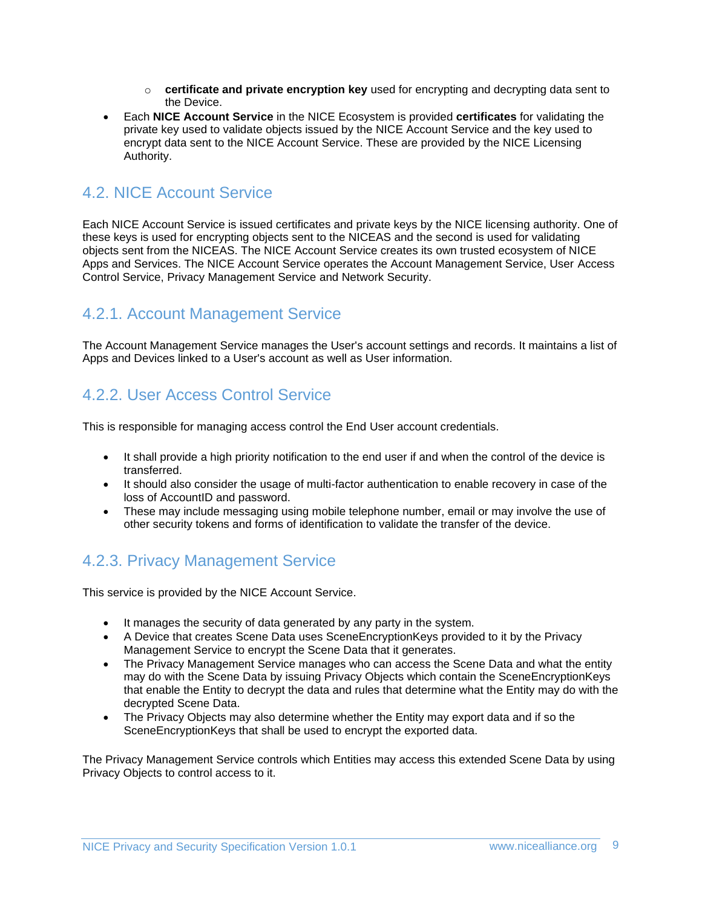- **certificate and private encryption key** used for encrypting and decrypting data sent to the Device.
- Each **NICE Account Service** in the NICE Ecosystem is provided **certificates** for validating the private key used to validate objects issued by the NICE Account Service and the key used to encrypt data sent to the NICE Account Service. These are provided by the NICE Licensing Authority.

## 4.2. NICE Account Service

Each NICE Account Service is issued certificates and private keys by the NICE licensing authority. One of these keys is used for encrypting objects sent to the NICEAS and the second is used for validating objects sent from the NICEAS. The NICE Account Service creates its own trusted ecosystem of NICE Apps and Services. The NICE Account Service operates the Account Management Service, User Access Control Service, Privacy Management Service and Network Security.

### 4.2.1. Account Management Service

The Account Management Service manages the User's account settings and records. It maintains a list of Apps and Devices linked to a User's account as well as User information.

### 4.2.2. User Access Control Service

This is responsible for managing access control the End User account credentials.

- It shall provide a high priority notification to the end user if and when the control of the device is transferred.
- It should also consider the usage of multi-factor authentication to enable recovery in case of the loss of AccountID and password.
- These may include messaging using mobile telephone number, email or may involve the use of other security tokens and forms of identification to validate the transfer of the device.

### 4.2.3. Privacy Management Service

This service is provided by the NICE Account Service.

- It manages the security of data generated by any party in the system.
- A Device that creates Scene Data uses SceneEncryptionKeys provided to it by the Privacy Management Service to encrypt the Scene Data that it generates.
- The Privacy Management Service manages who can access the Scene Data and what the entity may do with the Scene Data by issuing Privacy Objects which contain the SceneEncryptionKeys that enable the Entity to decrypt the data and rules that determine what the Entity may do with the decrypted Scene Data.
- The Privacy Objects may also determine whether the Entity may export data and if so the SceneEncryptionKeys that shall be used to encrypt the exported data.

The Privacy Management Service controls which Entities may access this extended Scene Data by using Privacy Objects to control access to it.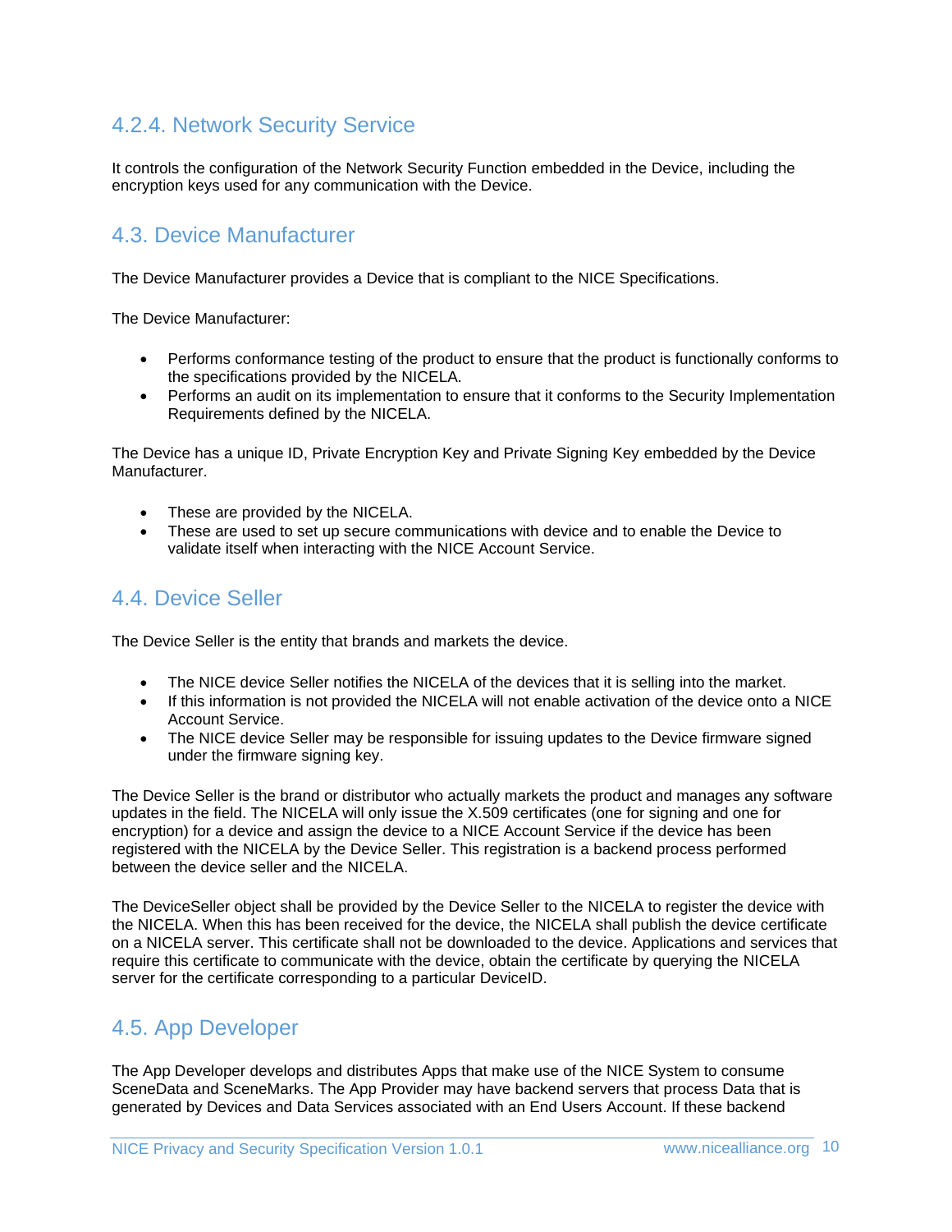### 4.2.4. Network Security Service

It controls the configuration of the Network Security Function embedded in the Device, including the encryption keys used for any communication with the Device.

## 4.3. Device Manufacturer

The Device Manufacturer provides a Device that is compliant to the NICE Specifications.

The Device Manufacturer:

- Performs conformance testing of the product to ensure that the product is functionally conforms to the specifications provided by the NICELA.
- Performs an audit on its implementation to ensure that it conforms to the Security Implementation Requirements defined by the NICELA.

The Device has a unique ID, Private Encryption Key and Private Signing Key embedded by the Device Manufacturer.

- These are provided by the NICELA.
- These are used to set up secure communications with device and to enable the Device to validate itself when interacting with the NICE Account Service.

## 4.4. Device Seller

The Device Seller is the entity that brands and markets the device.

- The NICE device Seller notifies the NICELA of the devices that it is selling into the market.
- If this information is not provided the NICELA will not enable activation of the device onto a NICE Account Service.
- The NICE device Seller may be responsible for issuing updates to the Device firmware signed under the firmware signing key.

The Device Seller is the brand or distributor who actually markets the product and manages any software updates in the field. The NICELA will only issue the X.509 certificates (one for signing and one for encryption) for a device and assign the device to a NICE Account Service if the device has been registered with the NICELA by the Device Seller. This registration is a backend process performed between the device seller and the NICELA.

The DeviceSeller object shall be provided by the Device Seller to the NICELA to register the device with the NICELA. When this has been received for the device, the NICELA shall publish the device certificate on a NICELA server. This certificate shall not be downloaded to the device. Applications and services that require this certificate to communicate with the device, obtain the certificate by querying the NICELA server for the certificate corresponding to a particular DeviceID.

## 4.5. App Developer

The App Developer develops and distributes Apps that make use of the NICE System to consume SceneData and SceneMarks. The App Provider may have backend servers that process Data that is generated by Devices and Data Services associated with an End Users Account. If these backend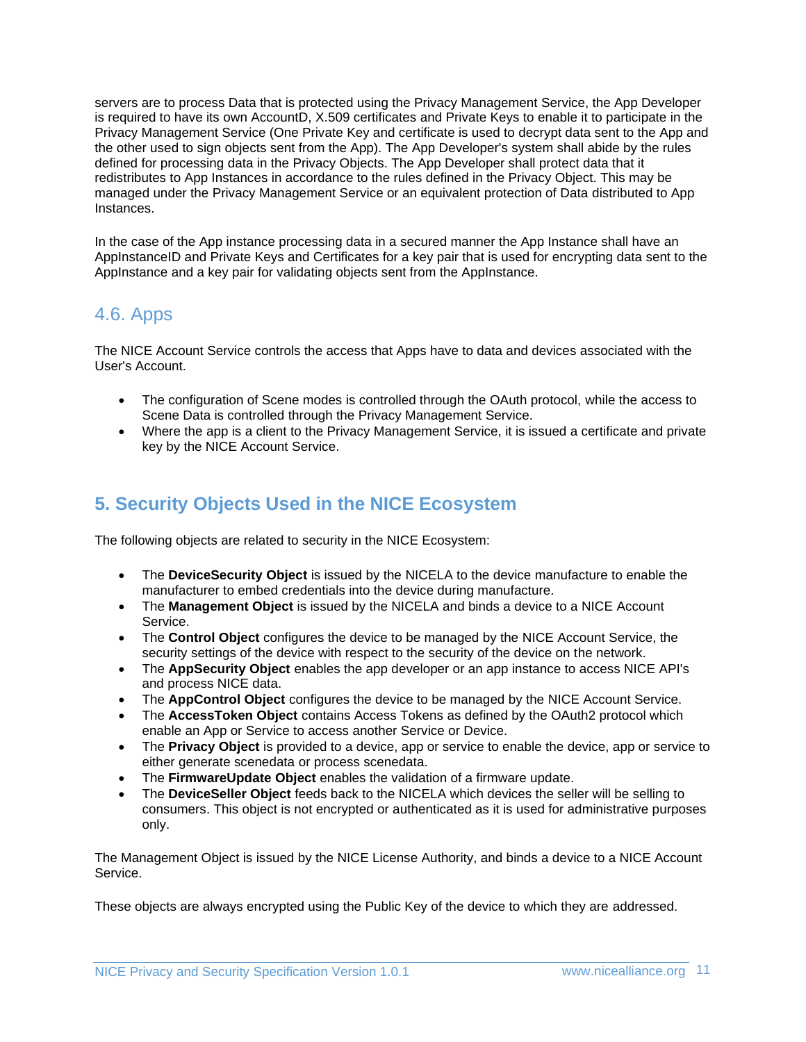servers are to process Data that is protected using the Privacy Management Service, the App Developer is required to have its own AccountD, X.509 certificates and Private Keys to enable it to participate in the Privacy Management Service (One Private Key and certificate is used to decrypt data sent to the App and the other used to sign objects sent from the App). The App Developer's system shall abide by the rules defined for processing data in the Privacy Objects. The App Developer shall protect data that it redistributes to App Instances in accordance to the rules defined in the Privacy Object. This may be managed under the Privacy Management Service or an equivalent protection of Data distributed to App Instances.

In the case of the App instance processing data in a secured manner the App Instance shall have an AppInstanceID and Private Keys and Certificates for a key pair that is used for encrypting data sent to the AppInstance and a key pair for validating objects sent from the AppInstance.

## 4.6. Apps

The NICE Account Service controls the access that Apps have to data and devices associated with the User's Account.

- The configuration of Scene modes is controlled through the OAuth protocol, while the access to Scene Data is controlled through the Privacy Management Service.
- Where the app is a client to the Privacy Management Service, it is issued a certificate and private key by the NICE Account Service.

# 5. Security Objects Used in the NICE Ecosystem

The following objects are related to security in the NICE Ecosystem:

- The **DeviceSecurity Object** is issued by the NICELA to the device manufacture to enable the manufacturer to embed credentials into the device during manufacture.
- The **Management Object** is issued by the NICELA and binds a device to a NICE Account Service.
- The **Control Object** configures the device to be managed by the NICE Account Service, the security settings of the device with respect to the security of the device on the network.
- The **AppSecurity Object** enables the app developer or an app instance to access NICE API's and process NICE data.
- The **AppControl Object** configures the device to be managed by the NICE Account Service.
- The **AccessToken Object** contains Access Tokens as defined by the OAuth2 protocol which enable an App or Service to access another Service or Device.
- The **Privacy Object** is provided to a device, app or service to enable the device, app or service to either generate scenedata or process scenedata.
- The **FirmwareUpdate Object** enables the validation of a firmware update.
- The **DeviceSeller Object** feeds back to the NICELA which devices the seller will be selling to consumers. This object is not encrypted or authenticated as it is used for administrative purposes only.

The Management Object is issued by the NICE License Authority, and binds a device to a NICE Account Service.

These objects are always encrypted using the Public Key of the device to which they are addressed.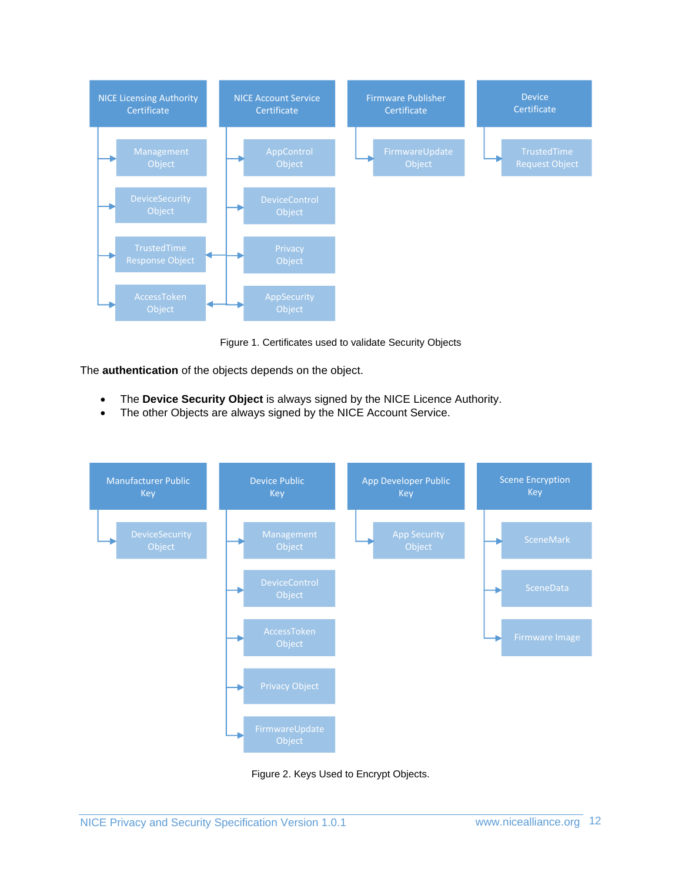- **NICE Licensing Authority Certificate**
  - Management Object
  - DeviceSecurity Object
  - TrustedTime Response Object
  - AccessToken Object
- **NICE Account Service Certificate**
  - AppControl Object
  - DeviceControl Object
  - Privacy Object
  - AppSecurity Object
  - TrustedTime Response Object
  - AccessToken Object
- **Firmware Publisher Certificate**
  - FirmwareUpdate Object
- **Device Certificate**
  - TrustedTime Request Object

Figure 1. Certificates used to validate Security Objects

The **authentication** of the objects depends on the object.

- The **Device Security Object** is always signed by the NICE Licence Authority.
- The other Objects are always signed by the NICE Account Service.

- **Manufacturer Public Key**
  - DeviceSecurity Object
- **Device Public Key**
  - Management Object
  - DeviceControl Object
  - AccessToken Object
  - Privacy Object
  - FirmwareUpdate Object
- **App Developer Public Key**
  - App Security Object
- **Scene Encryption Key**
  - SceneMark
  - SceneData
  - Firmware Image

Figure 2. Keys Used to Encrypt Objects.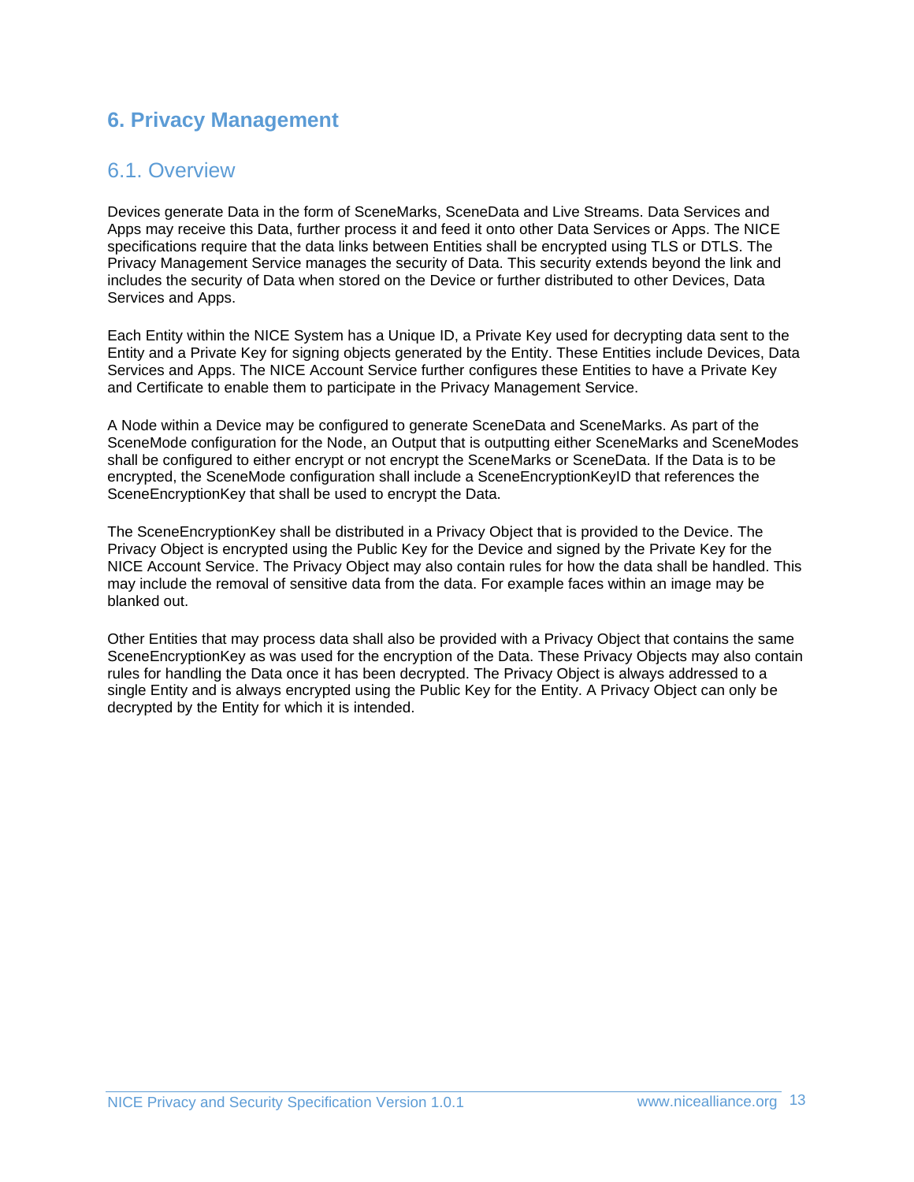# 6. Privacy Management

## 6.1. Overview

Devices generate Data in the form of SceneMarks, SceneData and Live Streams. Data Services and Apps may receive this Data, further process it and feed it onto other Data Services or Apps. The NICE specifications require that the data links between Entities shall be encrypted using TLS or DTLS. The Privacy Management Service manages the security of Data. This security extends beyond the link and includes the security of Data when stored on the Device or further distributed to other Devices, Data Services and Apps.

Each Entity within the NICE System has a Unique ID, a Private Key used for decrypting data sent to the Entity and a Private Key for signing objects generated by the Entity. These Entities include Devices, Data Services and Apps. The NICE Account Service further configures these Entities to have a Private Key and Certificate to enable them to participate in the Privacy Management Service.

A Node within a Device may be configured to generate SceneData and SceneMarks. As part of the SceneMode configuration for the Node, an Output that is outputting either SceneMarks and SceneModes shall be configured to either encrypt or not encrypt the SceneMarks or SceneData. If the Data is to be encrypted, the SceneMode configuration shall include a SceneEncryptionKeyID that references the SceneEncryptionKey that shall be used to encrypt the Data.

The SceneEncryptionKey shall be distributed in a Privacy Object that is provided to the Device. The Privacy Object is encrypted using the Public Key for the Device and signed by the Private Key for the NICE Account Service. The Privacy Object may also contain rules for how the data shall be handled. This may include the removal of sensitive data from the data. For example faces within an image may be blanked out.

Other Entities that may process data shall also be provided with a Privacy Object that contains the same SceneEncryptionKey as was used for the encryption of the Data. These Privacy Objects may also contain rules for handling the Data once it has been decrypted. The Privacy Object is always addressed to a single Entity and is always encrypted using the Public Key for the Entity. A Privacy Object can only be decrypted by the Entity for which it is intended.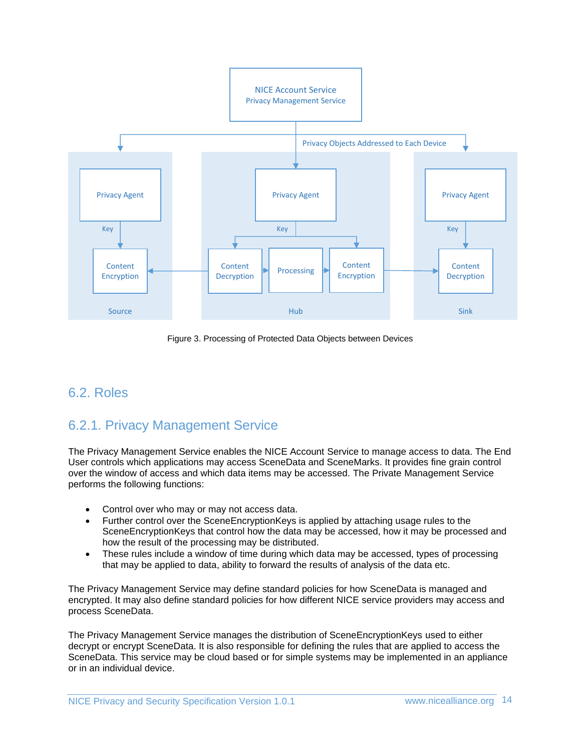Figure 3. Processing of Protected Data Objects between Devices

## 6.2. Roles

### 6.2.1. Privacy Management Service

The Privacy Management Service enables the NICE Account Service to manage access to data. The End User controls which applications may access SceneData and SceneMarks. It provides fine grain control over the window of access and which data items may be accessed. The Private Management Service performs the following functions:

- Control over who may or may not access data.
- Further control over the SceneEncryptionKeys is applied by attaching usage rules to the SceneEncryptionKeys that control how the data may be accessed, how it may be processed and how the result of the processing may be distributed.
- These rules include a window of time during which data may be accessed, types of processing that may be applied to data, ability to forward the results of analysis of the data etc.

The Privacy Management Service may define standard policies for how SceneData is managed and encrypted. It may also define standard policies for how different NICE service providers may access and process SceneData.

The Privacy Management Service manages the distribution of SceneEncryptionKeys used to either decrypt or encrypt SceneData. It is also responsible for defining the rules that are applied to access the SceneData. This service may be cloud based or for simple systems may be implemented in an appliance or in an individual device.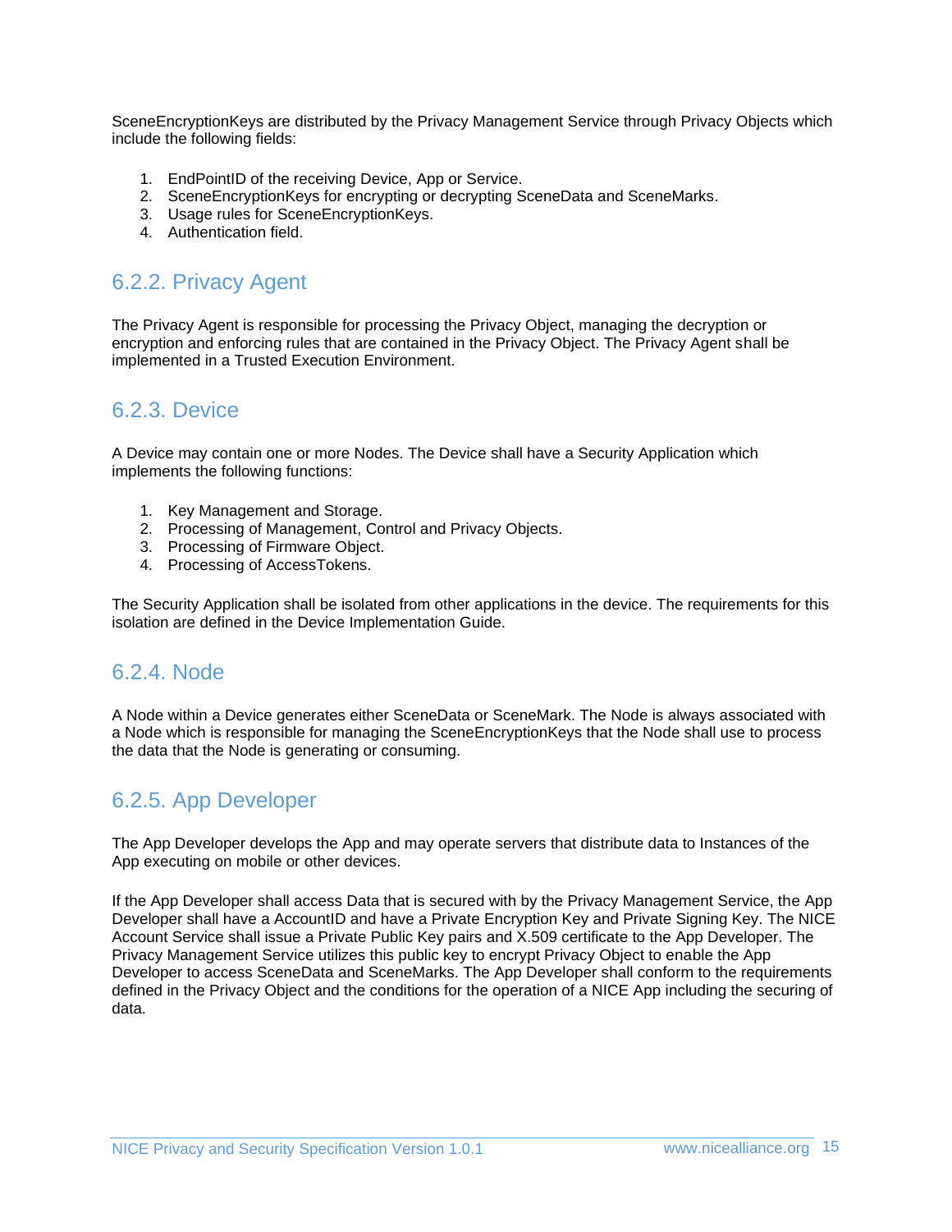SceneEncryptionKeys are distributed by the Privacy Management Service through Privacy Objects which include the following fields:

1. EndPointID of the receiving Device, App or Service.
2. SceneEncryptionKeys for encrypting or decrypting SceneData and SceneMarks.
3. Usage rules for SceneEncryptionKeys.
4. Authentication field.

### 6.2.2. Privacy Agent

The Privacy Agent is responsible for processing the Privacy Object, managing the decryption or encryption and enforcing rules that are contained in the Privacy Object. The Privacy Agent shall be implemented in a Trusted Execution Environment.

### 6.2.3. Device

A Device may contain one or more Nodes. The Device shall have a Security Application which implements the following functions:

1. Key Management and Storage.
2. Processing of Management, Control and Privacy Objects.
3. Processing of Firmware Object.
4. Processing of AccessTokens.

The Security Application shall be isolated from other applications in the device. The requirements for this isolation are defined in the Device Implementation Guide.

### 6.2.4. Node

A Node within a Device generates either SceneData or SceneMark. The Node is always associated with a Node which is responsible for managing the SceneEncryptionKeys that the Node shall use to process the data that the Node is generating or consuming.

### 6.2.5. App Developer

The App Developer develops the App and may operate servers that distribute data to Instances of the App executing on mobile or other devices.

If the App Developer shall access Data that is secured with by the Privacy Management Service, the App Developer shall have a AccountID and have a Private Encryption Key and Private Signing Key. The NICE Account Service shall issue a Private Public Key pairs and X.509 certificate to the App Developer. The Privacy Management Service utilizes this public key to encrypt Privacy Object to enable the App Developer to access SceneData and SceneMarks. The App Developer shall conform to the requirements defined in the Privacy Object and the conditions for the operation of a NICE App including the securing of data.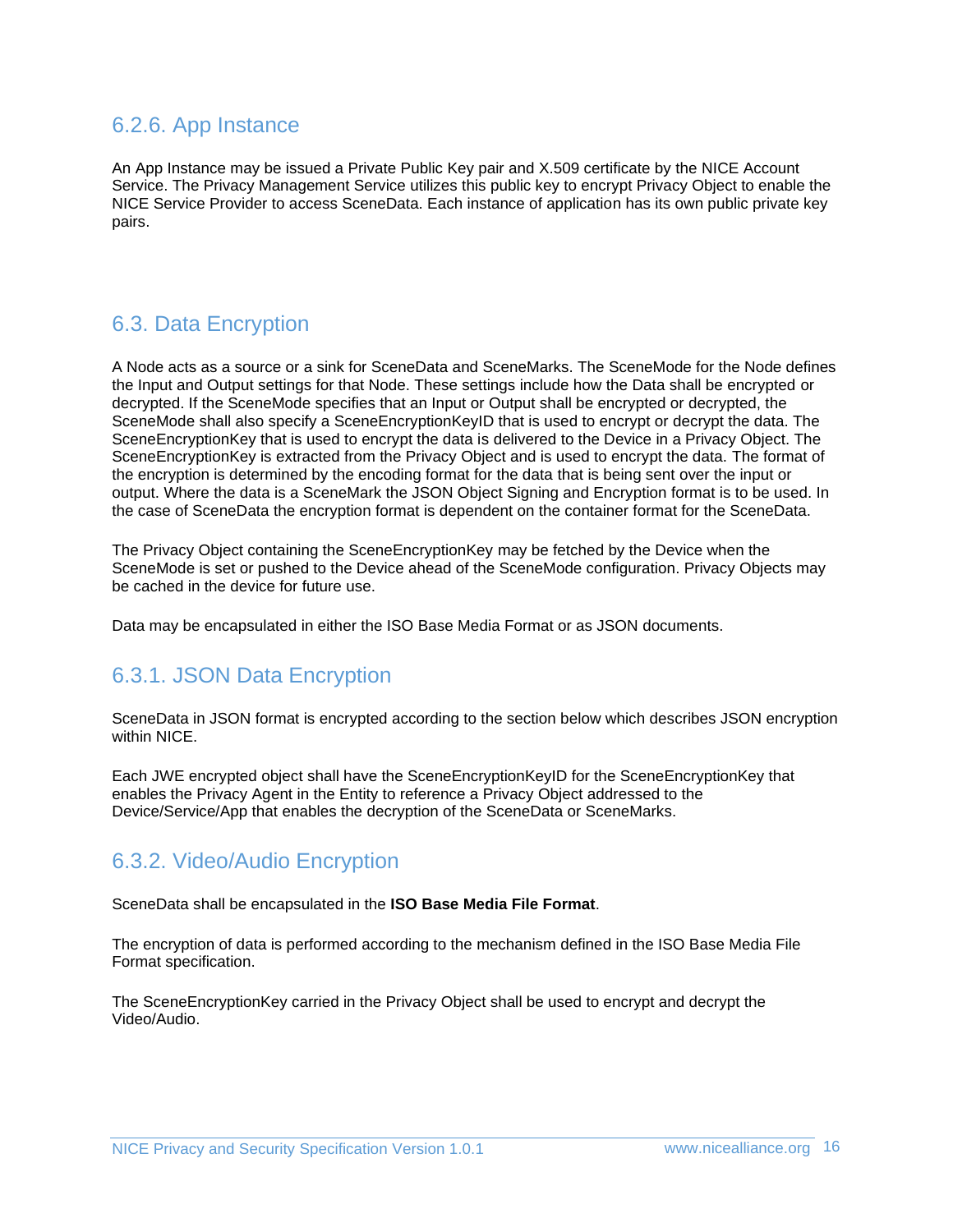### 6.2.6. App Instance

An App Instance may be issued a Private Public Key pair and X.509 certificate by the NICE Account Service. The Privacy Management Service utilizes this public key to encrypt Privacy Object to enable the NICE Service Provider to access SceneData. Each instance of application has its own public private key pairs.

## 6.3. Data Encryption

A Node acts as a source or a sink for SceneData and SceneMarks. The SceneMode for the Node defines the Input and Output settings for that Node. These settings include how the Data shall be encrypted or decrypted. If the SceneMode specifies that an Input or Output shall be encrypted or decrypted, the SceneMode shall also specify a SceneEncryptionKeyID that is used to encrypt or decrypt the data. The SceneEncryptionKey that is used to encrypt the data is delivered to the Device in a Privacy Object. The SceneEncryptionKey is extracted from the Privacy Object and is used to encrypt the data. The format of the encryption is determined by the encoding format for the data that is being sent over the input or output. Where the data is a SceneMark the JSON Object Signing and Encryption format is to be used. In the case of SceneData the encryption format is dependent on the container format for the SceneData.

The Privacy Object containing the SceneEncryptionKey may be fetched by the Device when the SceneMode is set or pushed to the Device ahead of the SceneMode configuration. Privacy Objects may be cached in the device for future use.

Data may be encapsulated in either the ISO Base Media Format or as JSON documents.

### 6.3.1. JSON Data Encryption

SceneData in JSON format is encrypted according to the section below which describes JSON encryption within NICE.

Each JWE encrypted object shall have the SceneEncryptionKeyID for the SceneEncryptionKey that enables the Privacy Agent in the Entity to reference a Privacy Object addressed to the Device/Service/App that enables the decryption of the SceneData or SceneMarks.

### 6.3.2. Video/Audio Encryption

SceneData shall be encapsulated in the **ISO Base Media File Format**.

The encryption of data is performed according to the mechanism defined in the ISO Base Media File Format specification.

The SceneEncryptionKey carried in the Privacy Object shall be used to encrypt and decrypt the Video/Audio.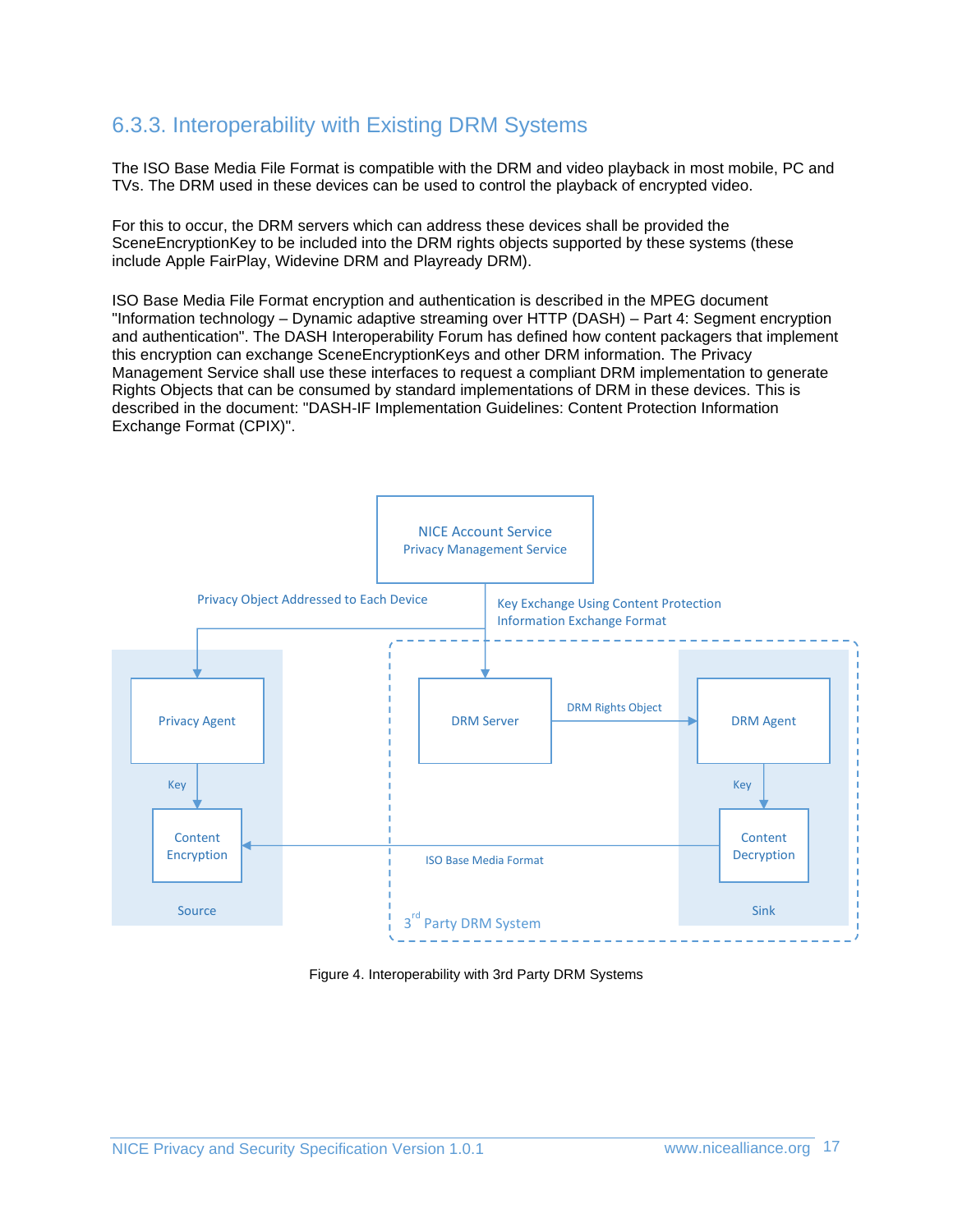### 6.3.3. Interoperability with Existing DRM Systems

The ISO Base Media File Format is compatible with the DRM and video playback in most mobile, PC and TVs. The DRM used in these devices can be used to control the playback of encrypted video.

For this to occur, the DRM servers which can address these devices shall be provided the SceneEncryptionKey to be included into the DRM rights objects supported by these systems (these include Apple FairPlay, Widevine DRM and Playready DRM).

ISO Base Media File Format encryption and authentication is described in the MPEG document "Information technology – Dynamic adaptive streaming over HTTP (DASH) – Part 4: Segment encryption and authentication". The DASH Interoperability Forum has defined how content packagers that implement this encryption can exchange SceneEncryptionKeys and other DRM information. The Privacy Management Service shall use these interfaces to request a compliant DRM implementation to generate Rights Objects that can be consumed by standard implementations of DRM in these devices. This is described in the document: "DASH-IF Implementation Guidelines: Content Protection Information Exchange Format (CPIX)".

Figure 4. Interoperability with 3rd Party DRM Systems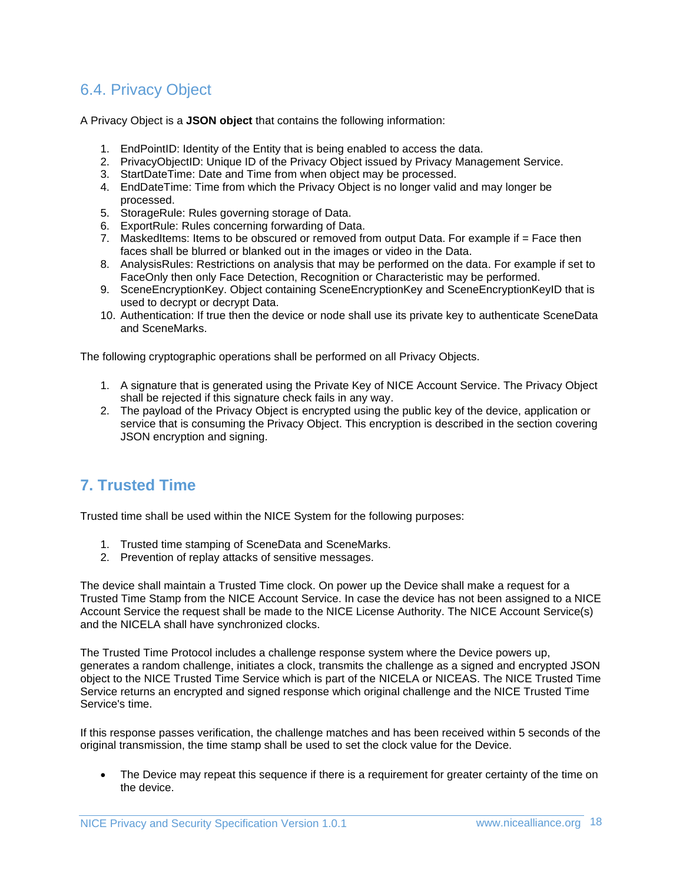## 6.4. Privacy Object

A Privacy Object is a **JSON object** that contains the following information:

1. EndPointID: Identity of the Entity that is being enabled to access the data.
2. PrivacyObjectID: Unique ID of the Privacy Object issued by Privacy Management Service.
3. StartDateTime: Date and Time from when object may be processed.
4. EndDateTime: Time from which the Privacy Object is no longer valid and may longer be processed.
5. StorageRule: Rules governing storage of Data.
6. ExportRule: Rules concerning forwarding of Data.
7. MaskedItems: Items to be obscured or removed from output Data. For example if = Face then faces shall be blurred or blanked out in the images or video in the Data.
8. AnalysisRules: Restrictions on analysis that may be performed on the data. For example if set to FaceOnly then only Face Detection, Recognition or Characteristic may be performed.
9. SceneEncryptionKey. Object containing SceneEncryptionKey and SceneEncryptionKeyID that is used to decrypt or decrypt Data.
10. Authentication: If true then the device or node shall use its private key to authenticate SceneData and SceneMarks.

The following cryptographic operations shall be performed on all Privacy Objects.

1. A signature that is generated using the Private Key of NICE Account Service. The Privacy Object shall be rejected if this signature check fails in any way.
2. The payload of the Privacy Object is encrypted using the public key of the device, application or service that is consuming the Privacy Object. This encryption is described in the section covering JSON encryption and signing.

# 7. Trusted Time

Trusted time shall be used within the NICE System for the following purposes:

1. Trusted time stamping of SceneData and SceneMarks.
2. Prevention of replay attacks of sensitive messages.

The device shall maintain a Trusted Time clock. On power up the Device shall make a request for a Trusted Time Stamp from the NICE Account Service. In case the device has not been assigned to a NICE Account Service the request shall be made to the NICE License Authority. The NICE Account Service(s) and the NICELA shall have synchronized clocks.

The Trusted Time Protocol includes a challenge response system where the Device powers up, generates a random challenge, initiates a clock, transmits the challenge as a signed and encrypted JSON object to the NICE Trusted Time Service which is part of the NICELA or NICEAS. The NICE Trusted Time Service returns an encrypted and signed response which original challenge and the NICE Trusted Time Service's time.

If this response passes verification, the challenge matches and has been received within 5 seconds of the original transmission, the time stamp shall be used to set the clock value for the Device.

- The Device may repeat this sequence if there is a requirement for greater certainty of the time on the device.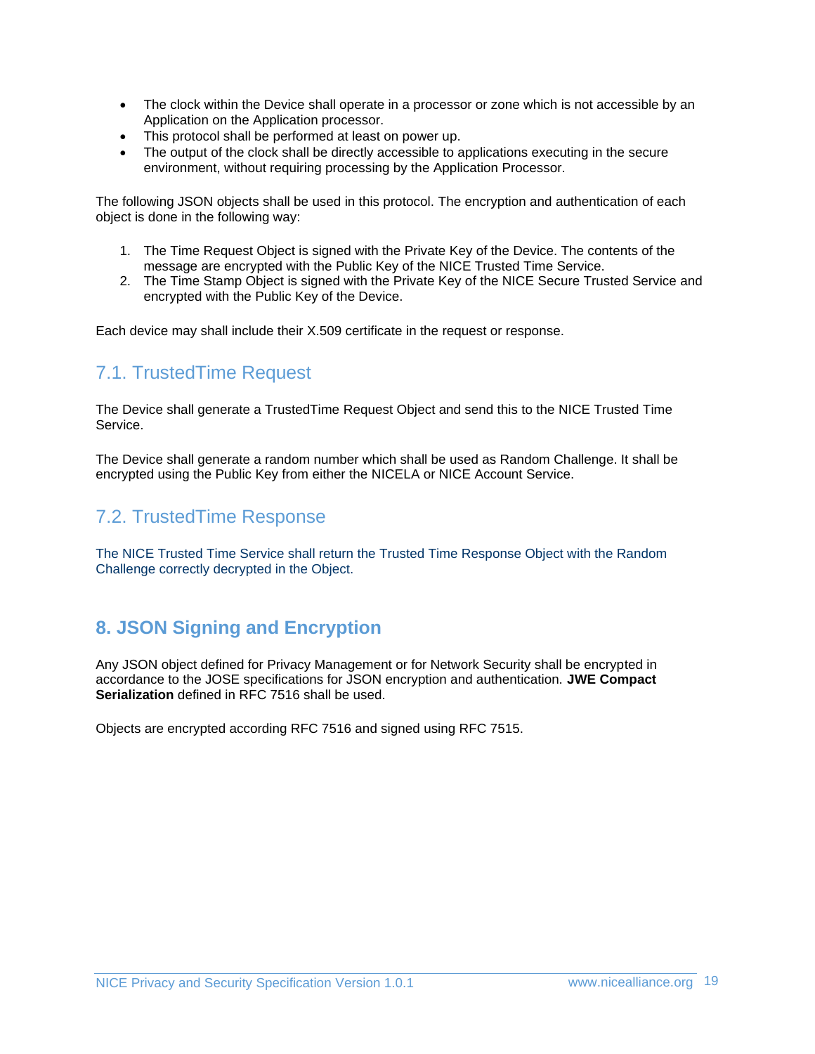- The clock within the Device shall operate in a processor or zone which is not accessible by an Application on the Application processor.
- This protocol shall be performed at least on power up.
- The output of the clock shall be directly accessible to applications executing in the secure environment, without requiring processing by the Application Processor.

The following JSON objects shall be used in this protocol. The encryption and authentication of each object is done in the following way:

1. The Time Request Object is signed with the Private Key of the Device. The contents of the message are encrypted with the Public Key of the NICE Trusted Time Service.
2. The Time Stamp Object is signed with the Private Key of the NICE Secure Trusted Service and encrypted with the Public Key of the Device.

Each device may shall include their X.509 certificate in the request or response.

## 7.1. TrustedTime Request

The Device shall generate a TrustedTime Request Object and send this to the NICE Trusted Time Service.

The Device shall generate a random number which shall be used as Random Challenge. It shall be encrypted using the Public Key from either the NICELA or NICE Account Service.

## 7.2. TrustedTime Response

The NICE Trusted Time Service shall return the Trusted Time Response Object with the Random Challenge correctly decrypted in the Object.

# 8. JSON Signing and Encryption

Any JSON object defined for Privacy Management or for Network Security shall be encrypted in accordance to the JOSE specifications for JSON encryption and authentication. **JWE Compact Serialization** defined in RFC 7516 shall be used.

Objects are encrypted according RFC 7516 and signed using RFC 7515.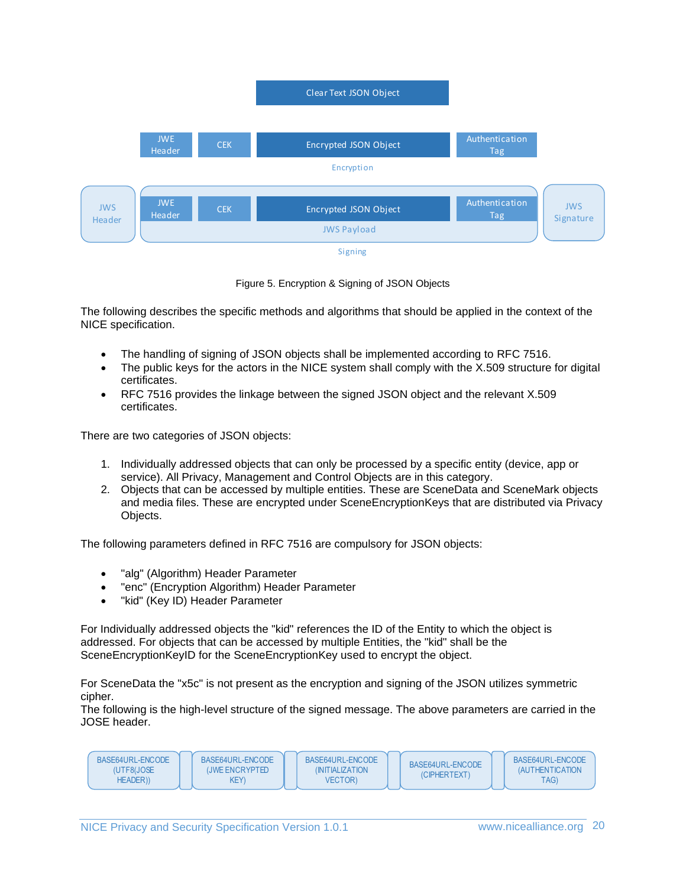Figure 5. Encryption & Signing of JSON Objects

The following describes the specific methods and algorithms that should be applied in the context of the NICE specification.

- The handling of signing of JSON objects shall be implemented according to RFC 7516.
- The public keys for the actors in the NICE system shall comply with the X.509 structure for digital certificates.
- RFC 7516 provides the linkage between the signed JSON object and the relevant X.509 certificates.

There are two categories of JSON objects:

1. Individually addressed objects that can only be processed by a specific entity (device, app or service). All Privacy, Management and Control Objects are in this category.
2. Objects that can be accessed by multiple entities. These are SceneData and SceneMark objects and media files. These are encrypted under SceneEncryptionKeys that are distributed via Privacy Objects.

The following parameters defined in RFC 7516 are compulsory for JSON objects:

- "alg" (Algorithm) Header Parameter
- "enc" (Encryption Algorithm) Header Parameter
- "kid" (Key ID) Header Parameter

For Individually addressed objects the "kid" references the ID of the Entity to which the object is addressed. For objects that can be accessed by multiple Entities, the "kid" shall be the SceneEncryptionKeyID for the SceneEncryptionKey used to encrypt the object.

For SceneData the "x5c" is not present as the encryption and signing of the JSON utilizes symmetric cipher.
The following is the high-level structure of the signed message. The above parameters are carried in the JOSE header.

| BASE64URL-ENCODE (UTF8(JOSE HEADER)) | BASE64URL-ENCODE (JWE ENCRYPTED KEY) | BASE64URL-ENCODE (INITIALIZATION VECTOR) | BASE64URL-ENCODE (CIPHERTEXT) | BASE64URL-ENCODE (AUTHENTICATION TAG) |
|---|---|---|---|---|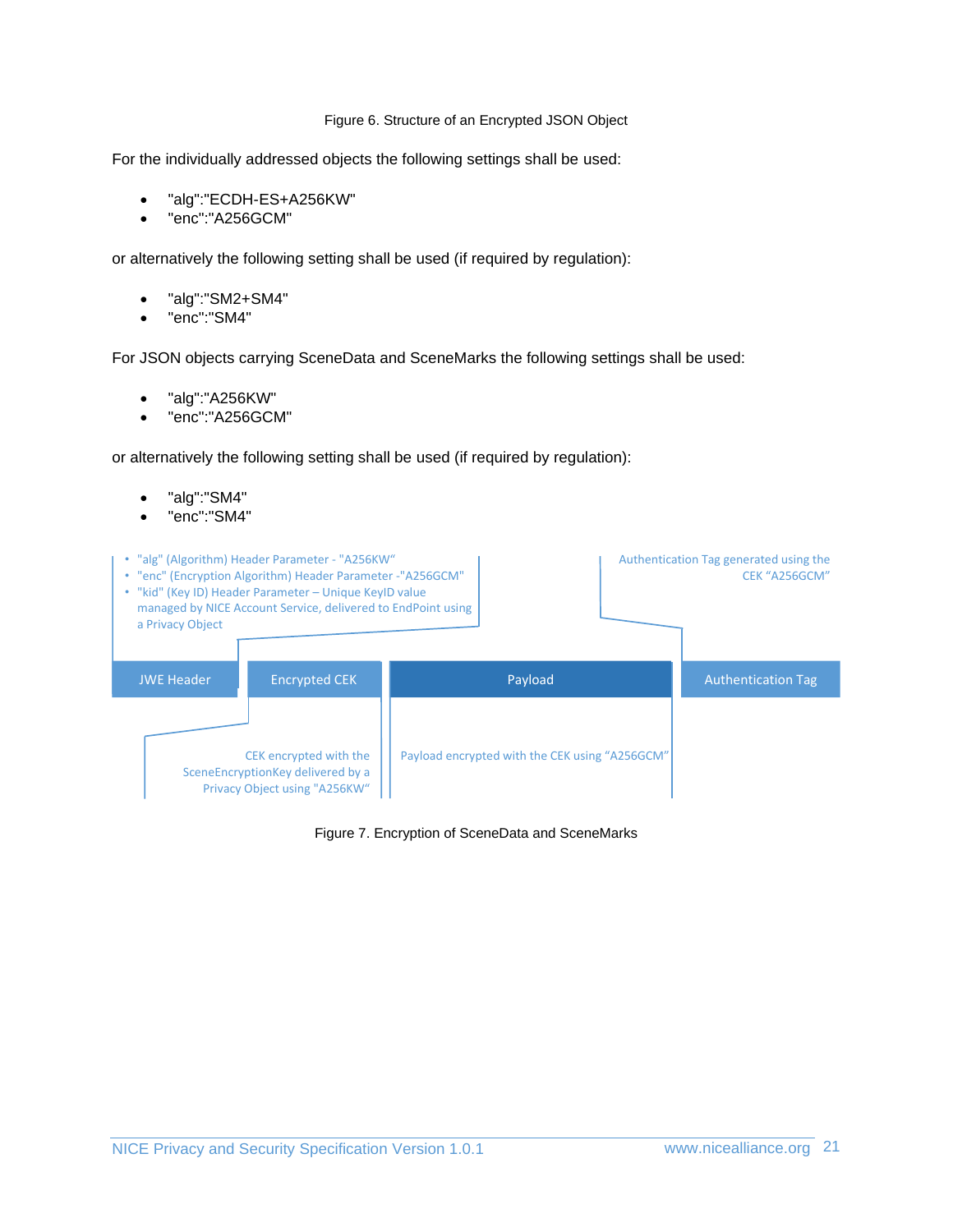Figure 6. Structure of an Encrypted JSON Object

For the individually addressed objects the following settings shall be used:

- "alg":"ECDH-ES+A256KW"
- "enc":"A256GCM"

or alternatively the following setting shall be used (if required by regulation):

- "alg":"SM2+SM4"
- "enc":"SM4"

For JSON objects carrying SceneData and SceneMarks the following settings shall be used:

- "alg":"A256KW"
- "enc":"A256GCM"

or alternatively the following setting shall be used (if required by regulation):

- "alg":"SM4"
- "enc":"SM4"

- "alg" (Algorithm) Header Parameter - "A256KW"
- "enc" (Encryption Algorithm) Header Parameter -"A256GCM"
- "kid" (Key ID) Header Parameter – Unique KeyID value managed by NICE Account Service, delivered to EndPoint using a Privacy Object

Authentication Tag generated using the CEK "A256GCM"

| JWE Header | Encrypted CEK | Payload | Authentication Tag |
|---|---|---|---|

CEK encrypted with the SceneEncryptionKey delivered by a Privacy Object using "A256KW"

Payload encrypted with the CEK using "A256GCM"

Figure 7. Encryption of SceneData and SceneMarks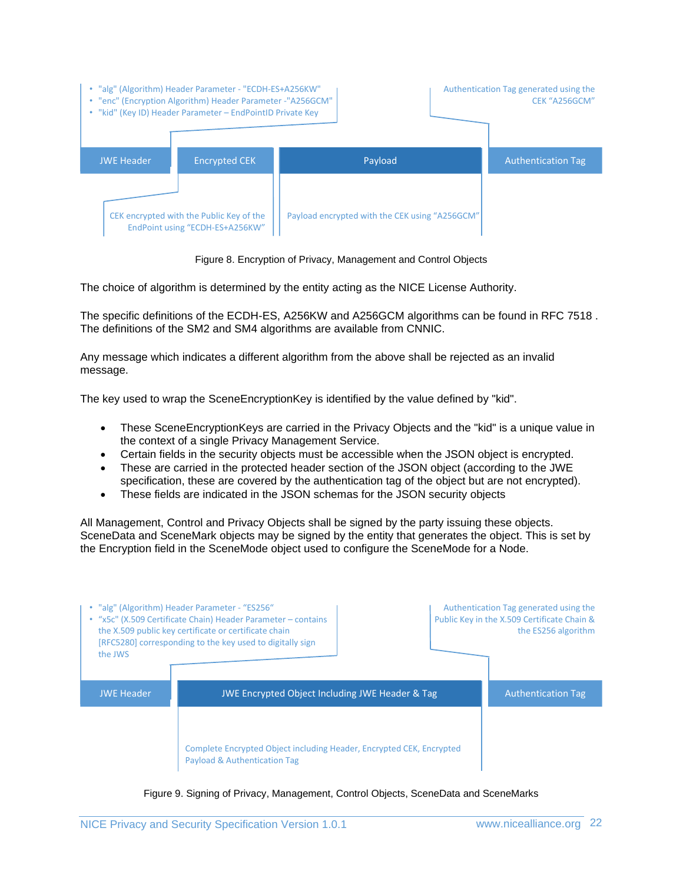- "alg" (Algorithm) Header Parameter - "ECDH-ES+A256KW"
- "enc" (Encryption Algorithm) Header Parameter -"A256GCM"
- "kid" (Key ID) Header Parameter – EndPointID Private Key

Authentication Tag generated using the CEK "A256GCM"

| JWE Header | Encrypted CEK | Payload | Authentication Tag |
|---|---|---|---|

CEK encrypted with the Public Key of the EndPoint using "ECDH-ES+A256KW"

Payload encrypted with the CEK using "A256GCM"

Figure 8. Encryption of Privacy, Management and Control Objects

The choice of algorithm is determined by the entity acting as the NICE License Authority.

The specific definitions of the ECDH-ES, A256KW and A256GCM algorithms can be found in RFC 7518 . The definitions of the SM2 and SM4 algorithms are available from CNNIC.

Any message which indicates a different algorithm from the above shall be rejected as an invalid message.

The key used to wrap the SceneEncryptionKey is identified by the value defined by "kid".

- These SceneEncryptionKeys are carried in the Privacy Objects and the "kid" is a unique value in the context of a single Privacy Management Service.
- Certain fields in the security objects must be accessible when the JSON object is encrypted.
- These are carried in the protected header section of the JSON object (according to the JWE specification, these are covered by the authentication tag of the object but are not encrypted).
- These fields are indicated in the JSON schemas for the JSON security objects

All Management, Control and Privacy Objects shall be signed by the party issuing these objects. SceneData and SceneMark objects may be signed by the entity that generates the object. This is set by the Encryption field in the SceneMode object used to configure the SceneMode for a Node.

- "alg" (Algorithm) Header Parameter - "ES256"
- "x5c" (X.509 Certificate Chain) Header Parameter – contains the X.509 public key certificate or certificate chain [RFC5280] corresponding to the key used to digitally sign the JWS

Authentication Tag generated using the Public Key in the X.509 Certificate Chain & the ES256 algorithm

| JWE Header | JWE Encrypted Object Including JWE Header & Tag | Authentication Tag |
|---|---|---|

Complete Encrypted Object including Header, Encrypted CEK, Encrypted Payload & Authentication Tag

Figure 9. Signing of Privacy, Management, Control Objects, SceneData and SceneMarks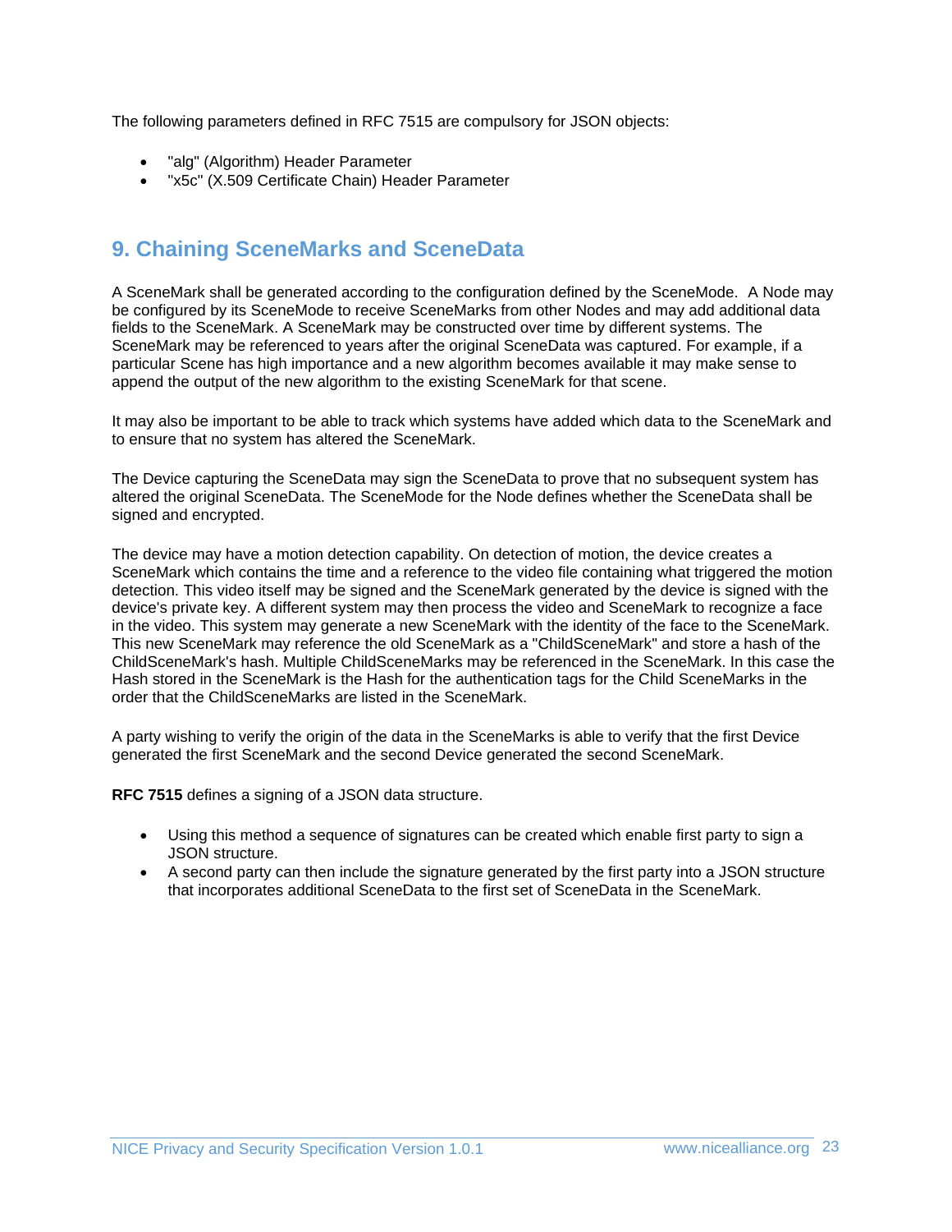The following parameters defined in RFC 7515 are compulsory for JSON objects:

- "alg" (Algorithm) Header Parameter
- "x5c" (X.509 Certificate Chain) Header Parameter

# 9. Chaining SceneMarks and SceneData

A SceneMark shall be generated according to the configuration defined by the SceneMode. A Node may be configured by its SceneMode to receive SceneMarks from other Nodes and may add additional data fields to the SceneMark. A SceneMark may be constructed over time by different systems. The SceneMark may be referenced to years after the original SceneData was captured. For example, if a particular Scene has high importance and a new algorithm becomes available it may make sense to append the output of the new algorithm to the existing SceneMark for that scene.

It may also be important to be able to track which systems have added which data to the SceneMark and to ensure that no system has altered the SceneMark.

The Device capturing the SceneData may sign the SceneData to prove that no subsequent system has altered the original SceneData. The SceneMode for the Node defines whether the SceneData shall be signed and encrypted.

The device may have a motion detection capability. On detection of motion, the device creates a SceneMark which contains the time and a reference to the video file containing what triggered the motion detection. This video itself may be signed and the SceneMark generated by the device is signed with the device's private key. A different system may then process the video and SceneMark to recognize a face in the video. This system may generate a new SceneMark with the identity of the face to the SceneMark. This new SceneMark may reference the old SceneMark as a "ChildSceneMark" and store a hash of the ChildSceneMark's hash. Multiple ChildSceneMarks may be referenced in the SceneMark. In this case the Hash stored in the SceneMark is the Hash for the authentication tags for the Child SceneMarks in the order that the ChildSceneMarks are listed in the SceneMark.

A party wishing to verify the origin of the data in the SceneMarks is able to verify that the first Device generated the first SceneMark and the second Device generated the second SceneMark.

**RFC 7515** defines a signing of a JSON data structure.

- Using this method a sequence of signatures can be created which enable first party to sign a JSON structure.
- A second party can then include the signature generated by the first party into a JSON structure that incorporates additional SceneData to the first set of SceneData in the SceneMark.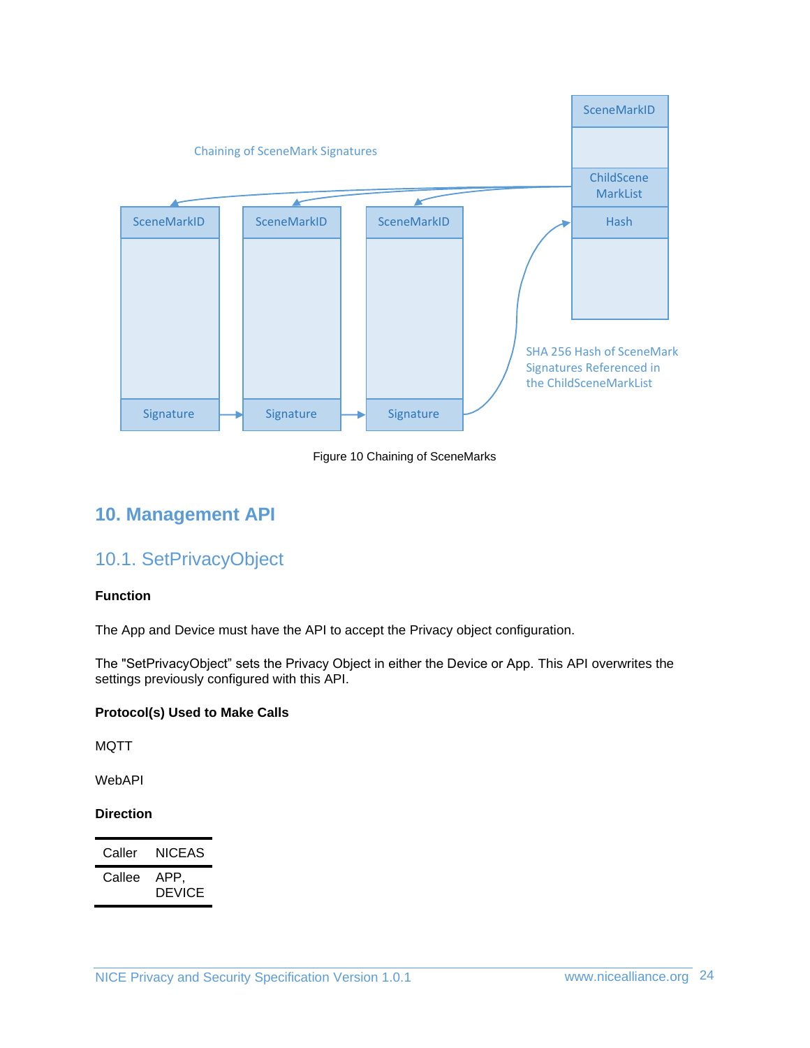Figure 10 Chaining of SceneMarks

## 10. Management API

### 10.1. SetPrivacyObject

**Function**

The App and Device must have the API to accept the Privacy object configuration.

The "SetPrivacyObject" sets the Privacy Object in either the Device or App. This API overwrites the settings previously configured with this API.

**Protocol(s) Used to Make Calls**

MQTT

WebAPI

**Direction**

| Caller | NICEAS |
|---|---|
| Callee | APP, DEVICE |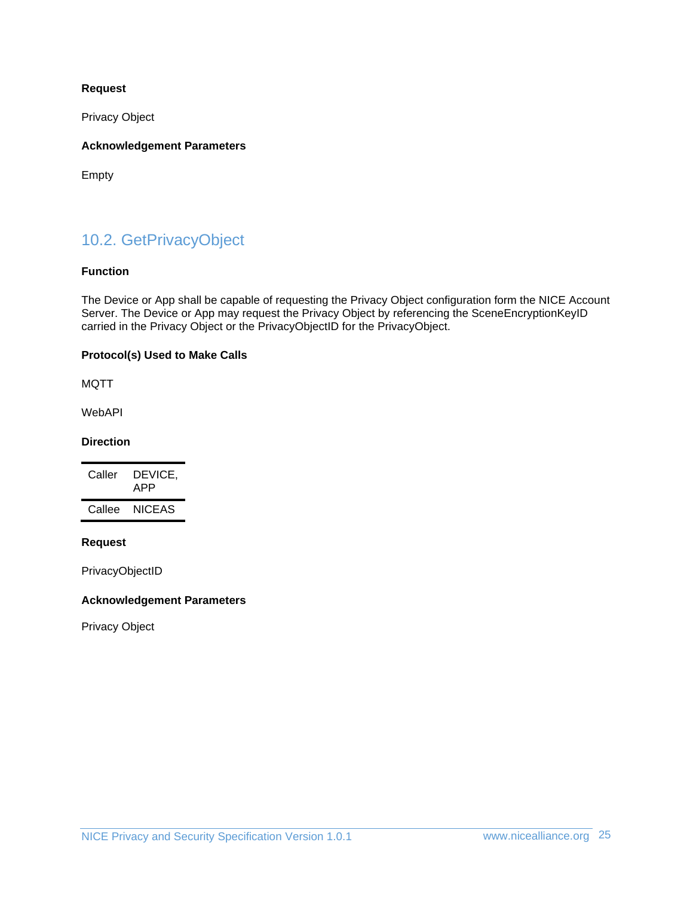**Request**

Privacy Object

**Acknowledgement Parameters**

Empty

## 10.2. GetPrivacyObject

**Function**

The Device or App shall be capable of requesting the Privacy Object configuration form the NICE Account Server. The Device or App may request the Privacy Object by referencing the SceneEncryptionKeyID carried in the Privacy Object or the PrivacyObjectID for the PrivacyObject.

**Protocol(s) Used to Make Calls**

MQTT

WebAPI

**Direction**

| | |
|---|---|
| Caller | DEVICE, APP |
| Callee | NICEAS |

**Request**

PrivacyObjectID

**Acknowledgement Parameters**

Privacy Object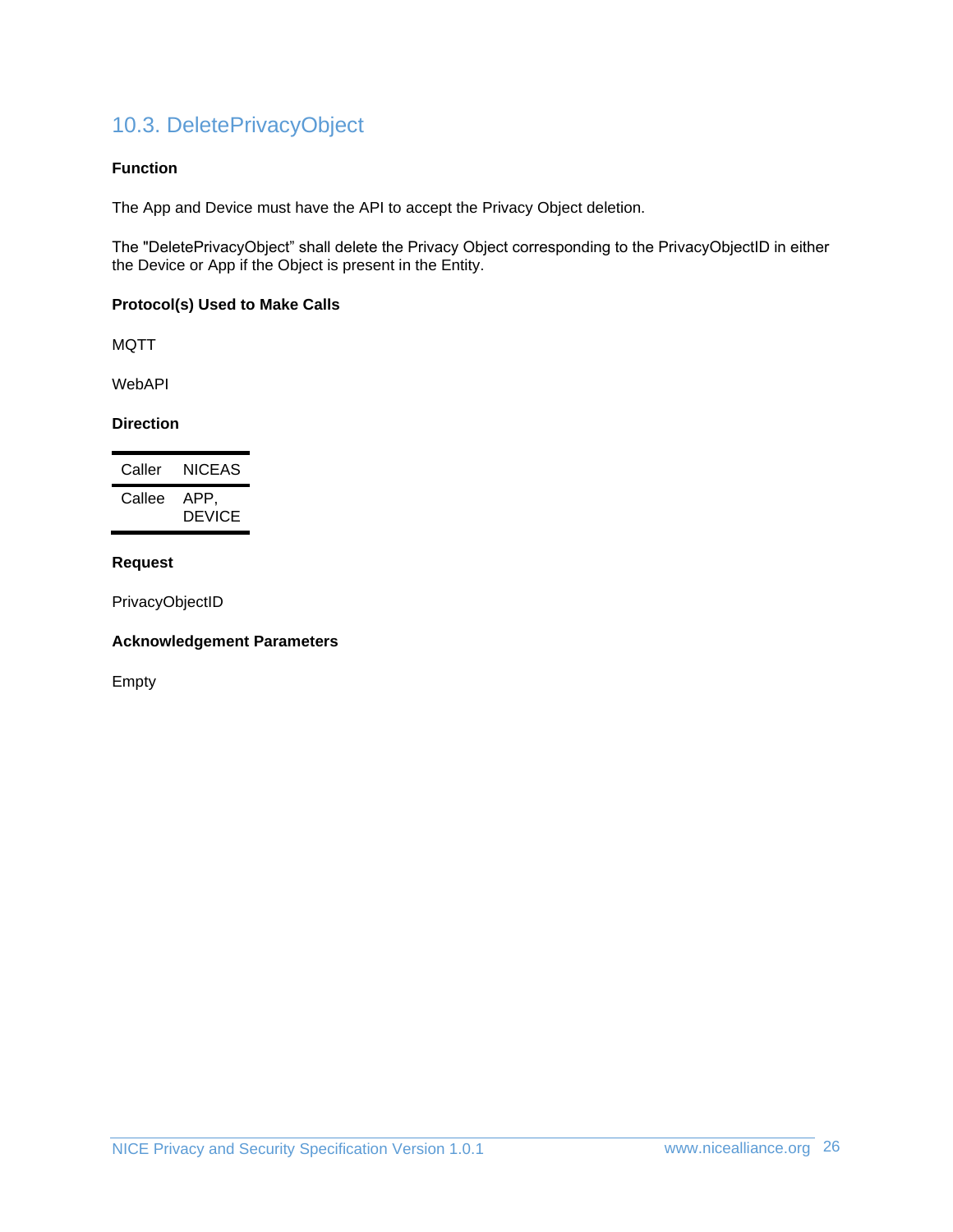## 10.3. DeletePrivacyObject

**Function**

The App and Device must have the API to accept the Privacy Object deletion.

The "DeletePrivacyObject" shall delete the Privacy Object corresponding to the PrivacyObjectID in either the Device or App if the Object is present in the Entity.

**Protocol(s) Used to Make Calls**

MQTT

WebAPI

**Direction**

| Caller | NICEAS |
|---|---|
| Callee | APP, DEVICE |

**Request**

PrivacyObjectID

**Acknowledgement Parameters**

Empty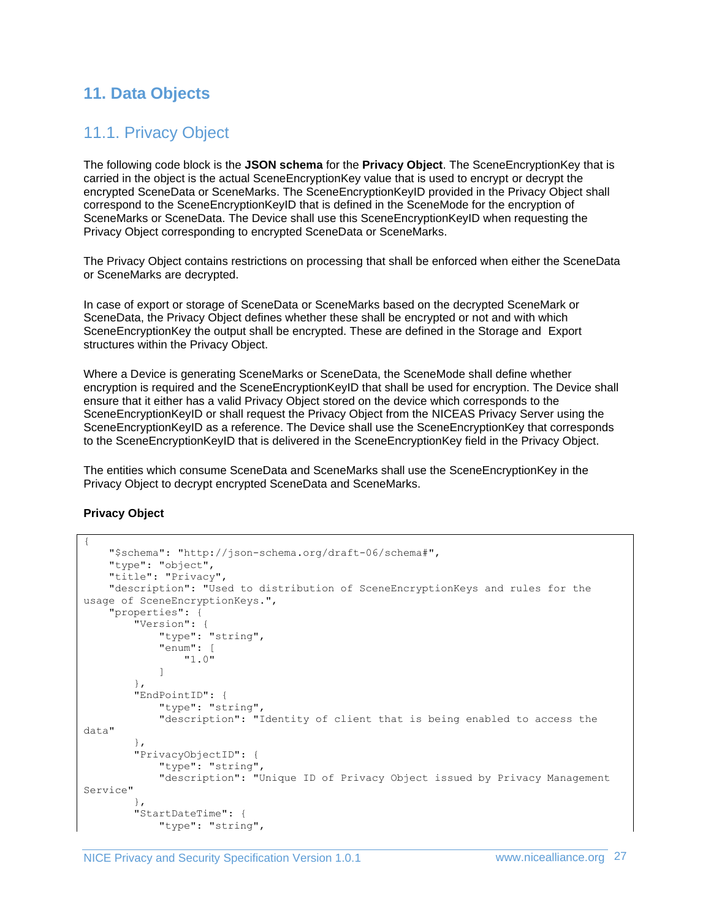# 11. Data Objects

## 11.1. Privacy Object

The following code block is the **JSON schema** for the **Privacy Object**. The SceneEncryptionKey that is carried in the object is the actual SceneEncryptionKey value that is used to encrypt or decrypt the encrypted SceneData or SceneMarks. The SceneEncryptionKeyID provided in the Privacy Object shall correspond to the SceneEncryptionKeyID that is defined in the SceneMode for the encryption of SceneMarks or SceneData. The Device shall use this SceneEncryptionKeyID when requesting the Privacy Object corresponding to encrypted SceneData or SceneMarks.

The Privacy Object contains restrictions on processing that shall be enforced when either the SceneData or SceneMarks are decrypted.

In case of export or storage of SceneData or SceneMarks based on the decrypted SceneMark or SceneData, the Privacy Object defines whether these shall be encrypted or not and with which SceneEncryptionKey the output shall be encrypted. These are defined in the Storage and Export structures within the Privacy Object.

Where a Device is generating SceneMarks or SceneData, the SceneMode shall define whether encryption is required and the SceneEncryptionKeyID that shall be used for encryption. The Device shall ensure that it either has a valid Privacy Object stored on the device which corresponds to the SceneEncryptionKeyID or shall request the Privacy Object from the NICEAS Privacy Server using the SceneEncryptionKeyID as a reference. The Device shall use the SceneEncryptionKey that corresponds to the SceneEncryptionKeyID that is delivered in the SceneEncryptionKey field in the Privacy Object.

The entities which consume SceneData and SceneMarks shall use the SceneEncryptionKey in the Privacy Object to decrypt encrypted SceneData and SceneMarks.

**Privacy Object**

```
{
    "$schema": "http://json-schema.org/draft-06/schema#",
    "type": "object",
    "title": "Privacy",
    "description": "Used to distribution of SceneEncryptionKeys and rules for the
usage of SceneEncryptionKeys.",
    "properties": {
        "Version": {
            "type": "string",
            "enum": [
                "1.0"
            ]
        },
        "EndPointID": {
            "type": "string",
            "description": "Identity of client that is being enabled to access the
data"
        },
        "PrivacyObjectID": {
            "type": "string",
            "description": "Unique ID of Privacy Object issued by Privacy Management
Service"
        },
        "StartDateTime": {
            "type": "string",
```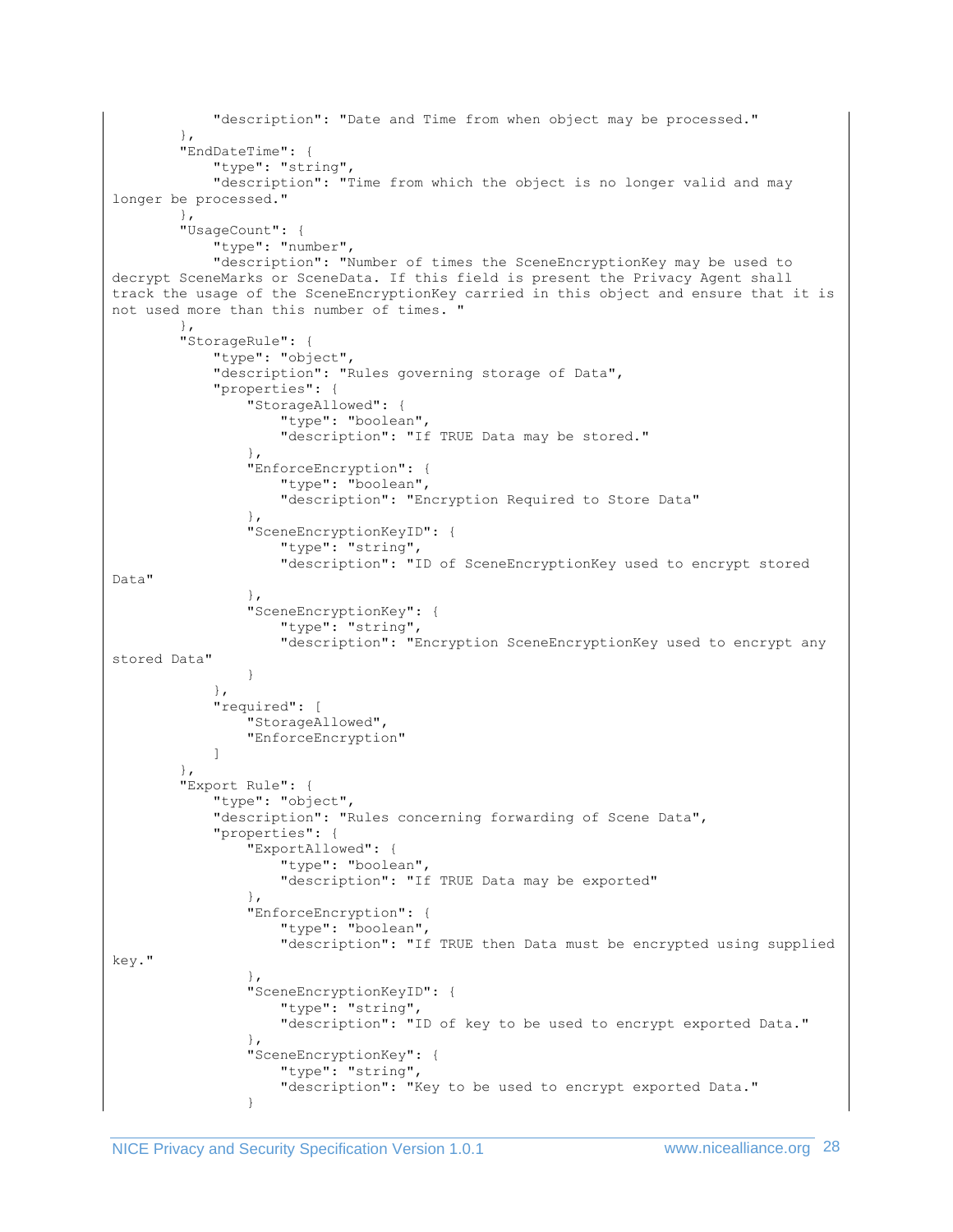```
            "description": "Date and Time from when object may be processed."
        },
        "EndDateTime": {
            "type": "string",
            "description": "Time from which the object is no longer valid and may
longer be processed."
        },
        "UsageCount": {
            "type": "number",
            "description": "Number of times the SceneEncryptionKey may be used to
decrypt SceneMarks or SceneData. If this field is present the Privacy Agent shall
track the usage of the SceneEncryptionKey carried in this object and ensure that it is
not used more than this number of times. "
        },
        "StorageRule": {
            "type": "object",
            "description": "Rules governing storage of Data",
            "properties": {
                "StorageAllowed": {
                    "type": "boolean",
                    "description": "If TRUE Data may be stored."
                },
                "EnforceEncryption": {
                    "type": "boolean",
                    "description": "Encryption Required to Store Data"
                },
                "SceneEncryptionKeyID": {
                    "type": "string",
                    "description": "ID of SceneEncryptionKey used to encrypt stored
Data"
                },
                "SceneEncryptionKey": {
                    "type": "string",
                    "description": "Encryption SceneEncryptionKey used to encrypt any
stored Data"
                }
            },
            "required": [
                "StorageAllowed",
                "EnforceEncryption"
            ]
        },
        "Export Rule": {
            "type": "object",
            "description": "Rules concerning forwarding of Scene Data",
            "properties": {
                "ExportAllowed": {
                    "type": "boolean",
                    "description": "If TRUE Data may be exported"
                },
                "EnforceEncryption": {
                    "type": "boolean",
                    "description": "If TRUE then Data must be encrypted using supplied
key."
                },
                "SceneEncryptionKeyID": {
                    "type": "string",
                    "description": "ID of key to be used to encrypt exported Data."
                },
                "SceneEncryptionKey": {
                    "type": "string",
                    "description": "Key to be used to encrypt exported Data."
                }
```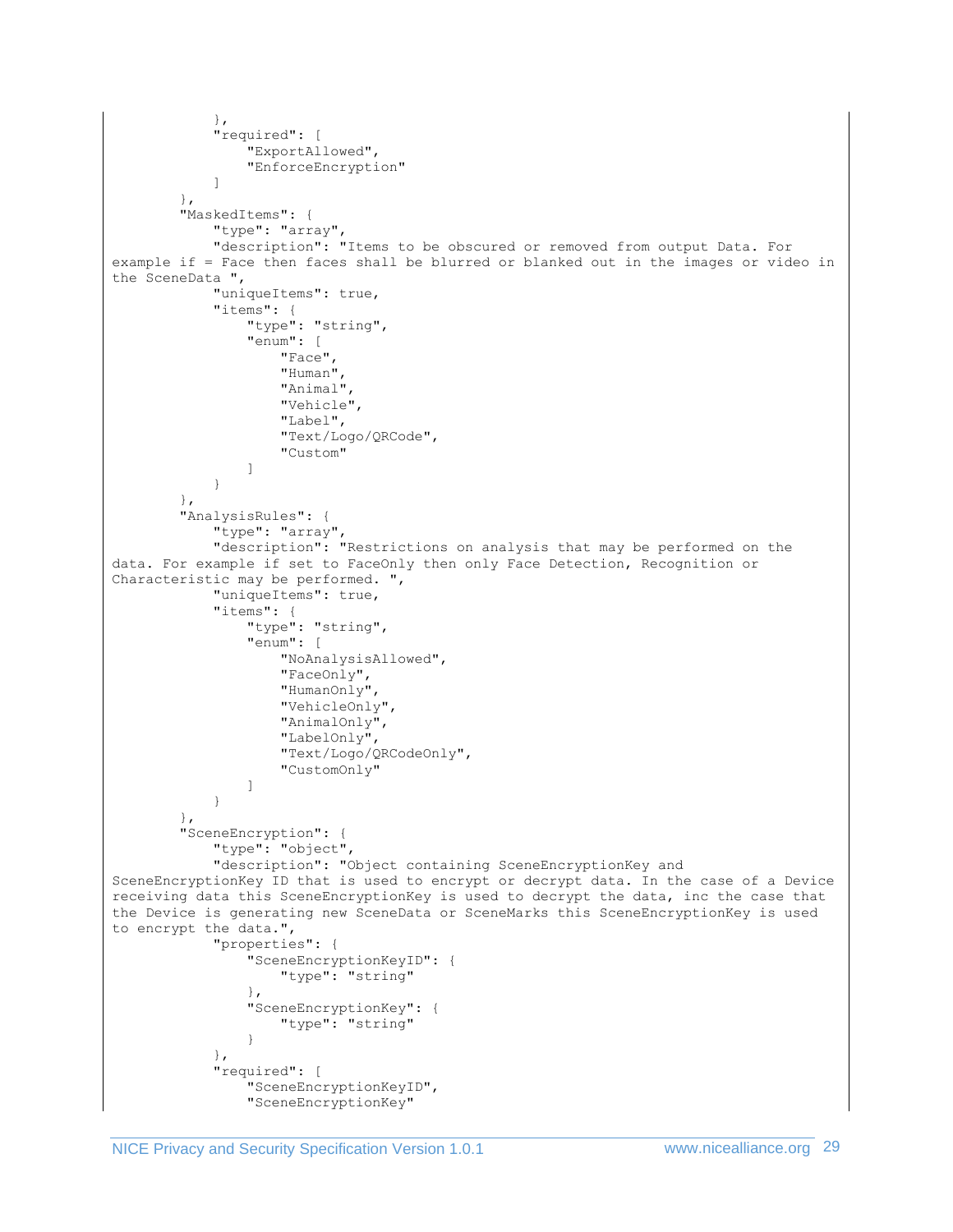```
            },
            "required": [
                "ExportAllowed",
                "EnforceEncryption"
            ]
        },
        "MaskedItems": {
            "type": "array",
            "description": "Items to be obscured or removed from output Data. For example if = Face then faces shall be blurred or blanked out in the images or video in the SceneData ",
            "uniqueItems": true,
            "items": {
                "type": "string",
                "enum": [
                    "Face",
                    "Human",
                    "Animal",
                    "Vehicle",
                    "Label",
                    "Text/Logo/QRCode",
                    "Custom"
                ]
            }
        },
        "AnalysisRules": {
            "type": "array",
            "description": "Restrictions on analysis that may be performed on the data. For example if set to FaceOnly then only Face Detection, Recognition or Characteristic may be performed. ",
            "uniqueItems": true,
            "items": {
                "type": "string",
                "enum": [
                    "NoAnalysisAllowed",
                    "FaceOnly",
                    "HumanOnly",
                    "VehicleOnly",
                    "AnimalOnly",
                    "LabelOnly",
                    "Text/Logo/QRCodeOnly",
                    "CustomOnly"
                ]
            }
        },
        "SceneEncryption": {
            "type": "object",
            "description": "Object containing SceneEncryptionKey and SceneEncryptionKey ID that is used to encrypt or decrypt data. In the case of a Device receiving data this SceneEncryptionKey is used to decrypt the data, inc the case that the Device is generating new SceneData or SceneMarks this SceneEncryptionKey is used to encrypt the data.",
            "properties": {
                "SceneEncryptionKeyID": {
                    "type": "string"
                },
                "SceneEncryptionKey": {
                    "type": "string"
                }
            },
            "required": [
                "SceneEncryptionKeyID",
                "SceneEncryptionKey"
```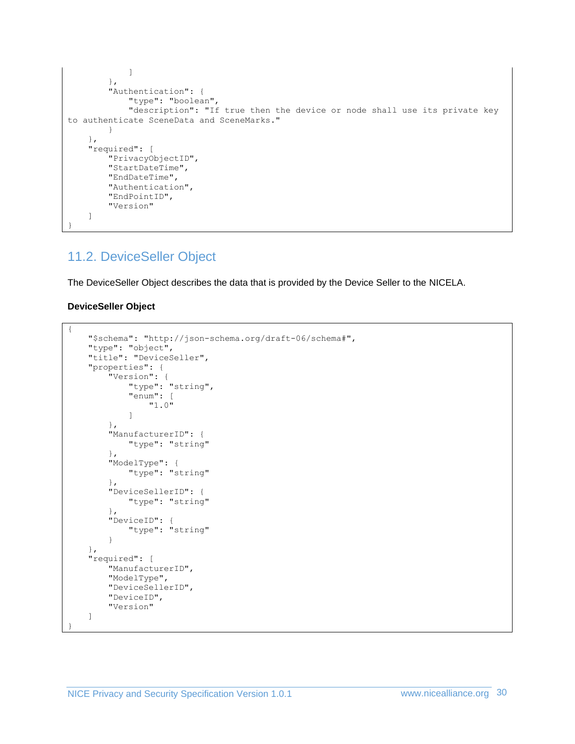```
            ]
        },
        "Authentication": {
            "type": "boolean",
            "description": "If true then the device or node shall use its private key
to authenticate SceneData and SceneMarks."
        }
    },
    "required": [
        "PrivacyObjectID",
        "StartDateTime",
        "EndDateTime",
        "Authentication",
        "EndPointID",
        "Version"
    ]
}
```

## 11.2. DeviceSeller Object

The DeviceSeller Object describes the data that is provided by the Device Seller to the NICELA.

**DeviceSeller Object**

```
{
    "$schema": "http://json-schema.org/draft-06/schema#",
    "type": "object",
    "title": "DeviceSeller",
    "properties": {
        "Version": {
            "type": "string",
            "enum": [
                "1.0"
            ]
        },
        "ManufacturerID": {
            "type": "string"
        },
        "ModelType": {
            "type": "string"
        },
        "DeviceSellerID": {
            "type": "string"
        },
        "DeviceID": {
            "type": "string"
        }
    },
    "required": [
        "ManufacturerID",
        "ModelType",
        "DeviceSellerID",
        "DeviceID",
        "Version"
    ]
}
```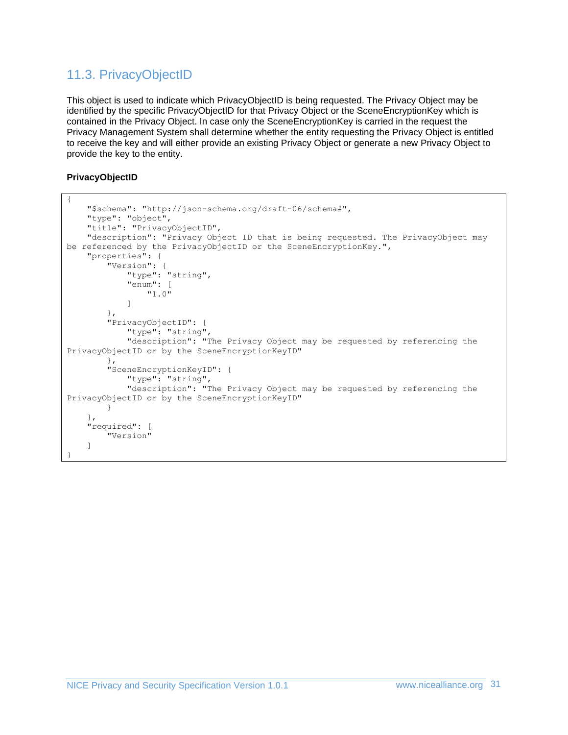## 11.3. PrivacyObjectID

This object is used to indicate which PrivacyObjectID is being requested. The Privacy Object may be identified by the specific PrivacyObjectID for that Privacy Object or the SceneEncryptionKey which is contained in the Privacy Object. In case only the SceneEncryptionKey is carried in the request the Privacy Management System shall determine whether the entity requesting the Privacy Object is entitled to receive the key and will either provide an existing Privacy Object or generate a new Privacy Object to provide the key to the entity.

**PrivacyObjectID**

```
{
    "$schema": "http://json-schema.org/draft-06/schema#",
    "type": "object",
    "title": "PrivacyObjectID",
    "description": "Privacy Object ID that is being requested. The PrivacyObject may be referenced by the PrivacyObjectID or the SceneEncryptionKey.",
    "properties": {
        "Version": {
            "type": "string",
            "enum": [
                "1.0"
            ]
        },
        "PrivacyObjectID": {
            "type": "string",
            "description": "The Privacy Object may be requested by referencing the PrivacyObjectID or by the SceneEncryptionKeyID"
        },
        "SceneEncryptionKeyID": {
            "type": "string",
            "description": "The Privacy Object may be requested by referencing the PrivacyObjectID or by the SceneEncryptionKeyID"
        }
    },
    "required": [
        "Version"
    ]
}
```